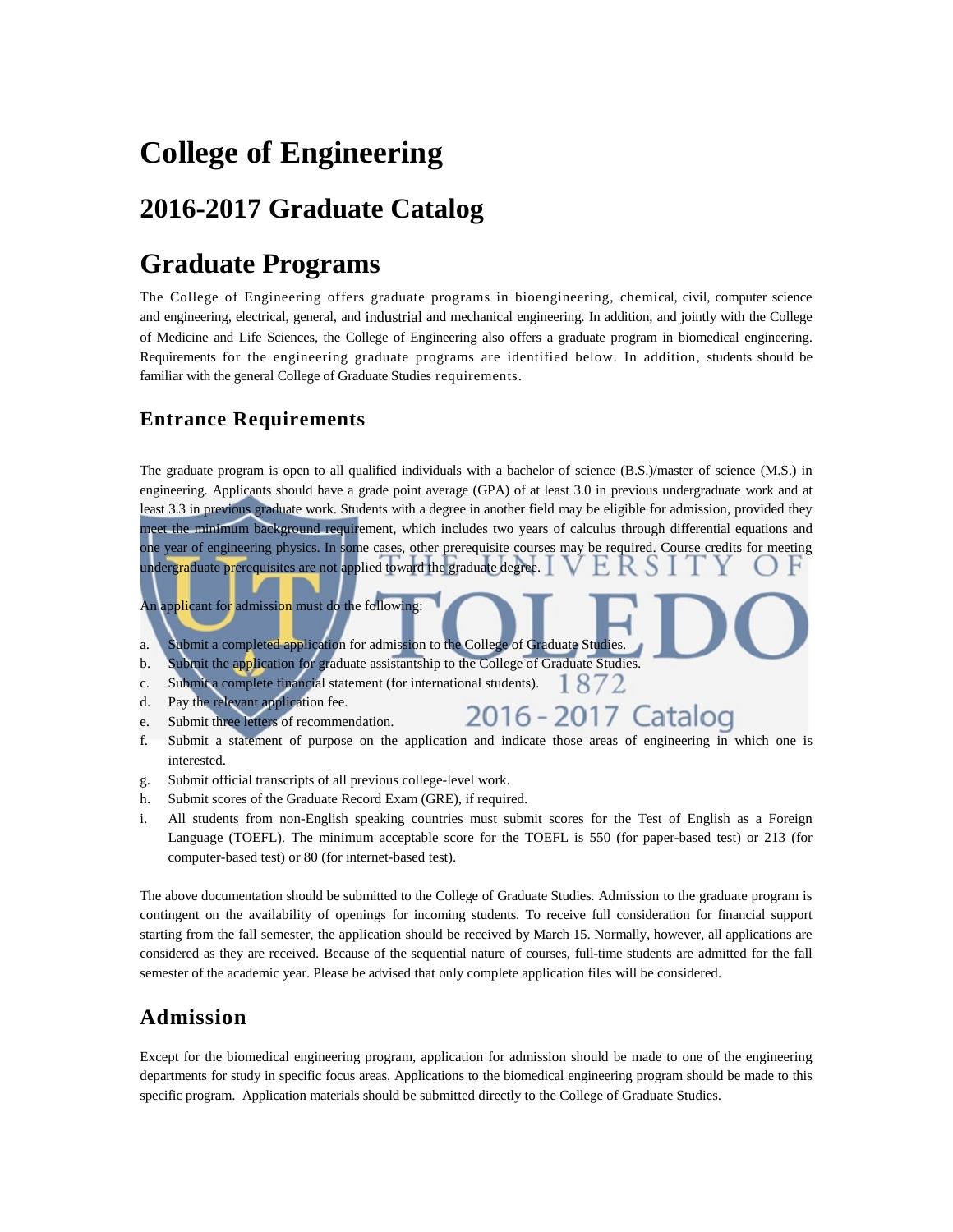# College of Engineering

## 2016-2017 Graduate Catalog

## Graduate Programs

The College of Engineering offers graduate programs in bioengineering, chemical, civil, computer science and engineering, electrical, general, and industrial and mechanical engineering. In addition, and jointly with the College of Medicine and Life Sciences, the College of Engineering also offers a graduate program in biomedical engineering. Requirements for the engineering graduate programs are identified below. In addition, students should be familiar with the general College of Graduate Studies requirements.

### Entrance Requirements

The graduate program is open to all qualified individuals with a bachelor of science (B.S.)/master of science (M.S.) in engineering. Applicants should have a grade point average (GPA) of at least 3.0 in previous undergraduate work and at least 3.3 in previous graduate work. Students with a degree in another field may be eligible for admission, provided they meet the minimum background requirement, which includes two years of calculus through differential equations and one year of engineering physics. In some cases, other prerequisite courses may be required. Course credits for meeting undergraduate prerequisites are not applied toward the graduate degree.

An applicant for admission must do the following:

a. Submit a completed application for admission to the College of Graduate Studies.
b. Submit the application for graduate assistantship to the College of Graduate Studies.
c. Submit a complete financial statement (for international students).
d. Pay the relevant application fee.
e. Submit three letters of recommendation.
f. Submit a statement of purpose on the application and indicate those areas of engineering in which one is interested.
g. Submit official transcripts of all previous college-level work.
h. Submit scores of the Graduate Record Exam (GRE), if required.
i. All students from non-English speaking countries must submit scores for the Test of English as a Foreign Language (TOEFL). The minimum acceptable score for the TOEFL is 550 (for paper-based test) or 213 (for computer-based test) or 80 (for internet-based test).

The above documentation should be submitted to the College of Graduate Studies. Admission to the graduate program is contingent on the availability of openings for incoming students. To receive full consideration for financial support starting from the fall semester, the application should be received by March 15. Normally, however, all applications are considered as they are received. Because of the sequential nature of courses, full-time students are admitted for the fall semester of the academic year. Please be advised that only complete application files will be considered.

### Admission

Except for the biomedical engineering program, application for admission should be made to one of the engineering departments for study in specific focus areas. Applications to the biomedical engineering program should be made to this specific program. Application materials should be submitted directly to the College of Graduate Studies.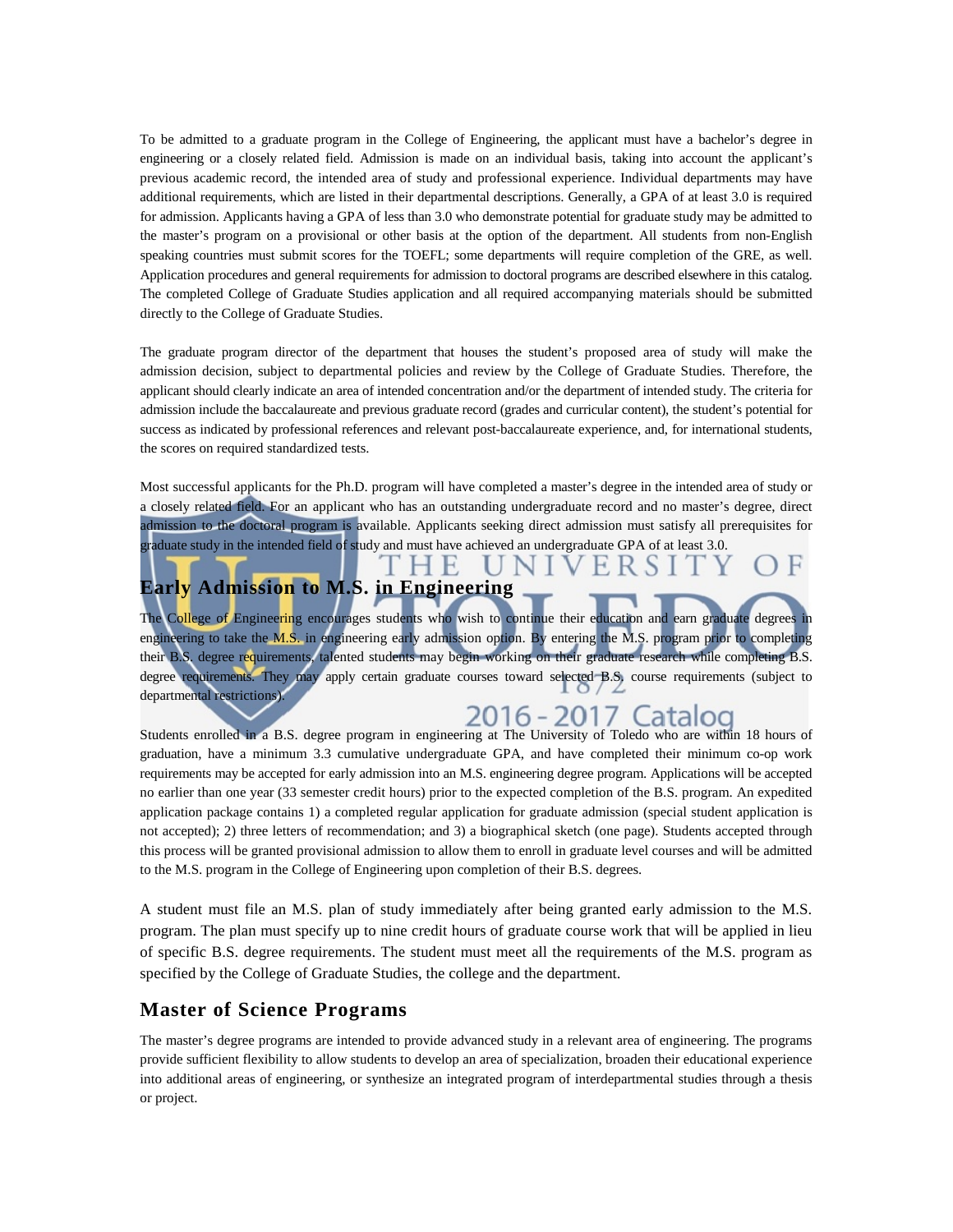To be admitted to a graduate program in the College of Engineering, the applicant must have a bachelor's degree in engineering or a closely related field. Admission is made on an individual basis, taking into account the applicant's previous academic record, the intended area of study and professional experience. Individual departments may have additional requirements, which are listed in their departmental descriptions. Generally, a GPA of at least 3.0 is required for admission. Applicants having a GPA of less than 3.0 who demonstrate potential for graduate study may be admitted to the master's program on a provisional or other basis at the option of the department. All students from non-English speaking countries must submit scores for the TOEFL; some departments will require completion of the GRE, as well. Application procedures and general requirements for admission to doctoral programs are described elsewhere in this catalog. The completed College of Graduate Studies application and all required accompanying materials should be submitted directly to the College of Graduate Studies.

The graduate program director of the department that houses the student's proposed area of study will make the admission decision, subject to departmental policies and review by the College of Graduate Studies. Therefore, the applicant should clearly indicate an area of intended concentration and/or the department of intended study. The criteria for admission include the baccalaureate and previous graduate record (grades and curricular content), the student's potential for success as indicated by professional references and relevant post-baccalaureate experience, and, for international students, the scores on required standardized tests.

Most successful applicants for the Ph.D. program will have completed a master's degree in the intended area of study or a closely related field. For an applicant who has an outstanding undergraduate record and no master's degree, direct admission to the doctoral program is available. Applicants seeking direct admission must satisfy all prerequisites for graduate study in the intended field of study and must have achieved an undergraduate GPA of at least 3.0.

## Early Admission to M.S. in Engineering

The College of Engineering encourages students who wish to continue their education and earn graduate degrees in engineering to take the M.S. in engineering early admission option. By entering the M.S. program prior to completing their B.S. degree requirements, talented students may begin working on their graduate research while completing B.S. degree requirements. They may apply certain graduate courses toward selected B.S. course requirements (subject to departmental restrictions).

Students enrolled in a B.S. degree program in engineering at The University of Toledo who are within 18 hours of graduation, have a minimum 3.3 cumulative undergraduate GPA, and have completed their minimum co-op work requirements may be accepted for early admission into an M.S. engineering degree program. Applications will be accepted no earlier than one year (33 semester credit hours) prior to the expected completion of the B.S. program. An expedited application package contains 1) a completed regular application for graduate admission (special student application is not accepted); 2) three letters of recommendation; and 3) a biographical sketch (one page). Students accepted through this process will be granted provisional admission to allow them to enroll in graduate level courses and will be admitted to the M.S. program in the College of Engineering upon completion of their B.S. degrees.

A student must file an M.S. plan of study immediately after being granted early admission to the M.S. program. The plan must specify up to nine credit hours of graduate course work that will be applied in lieu of specific B.S. degree requirements. The student must meet all the requirements of the M.S. program as specified by the College of Graduate Studies, the college and the department.

## Master of Science Programs

The master's degree programs are intended to provide advanced study in a relevant area of engineering. The programs provide sufficient flexibility to allow students to develop an area of specialization, broaden their educational experience into additional areas of engineering, or synthesize an integrated program of interdepartmental studies through a thesis or project.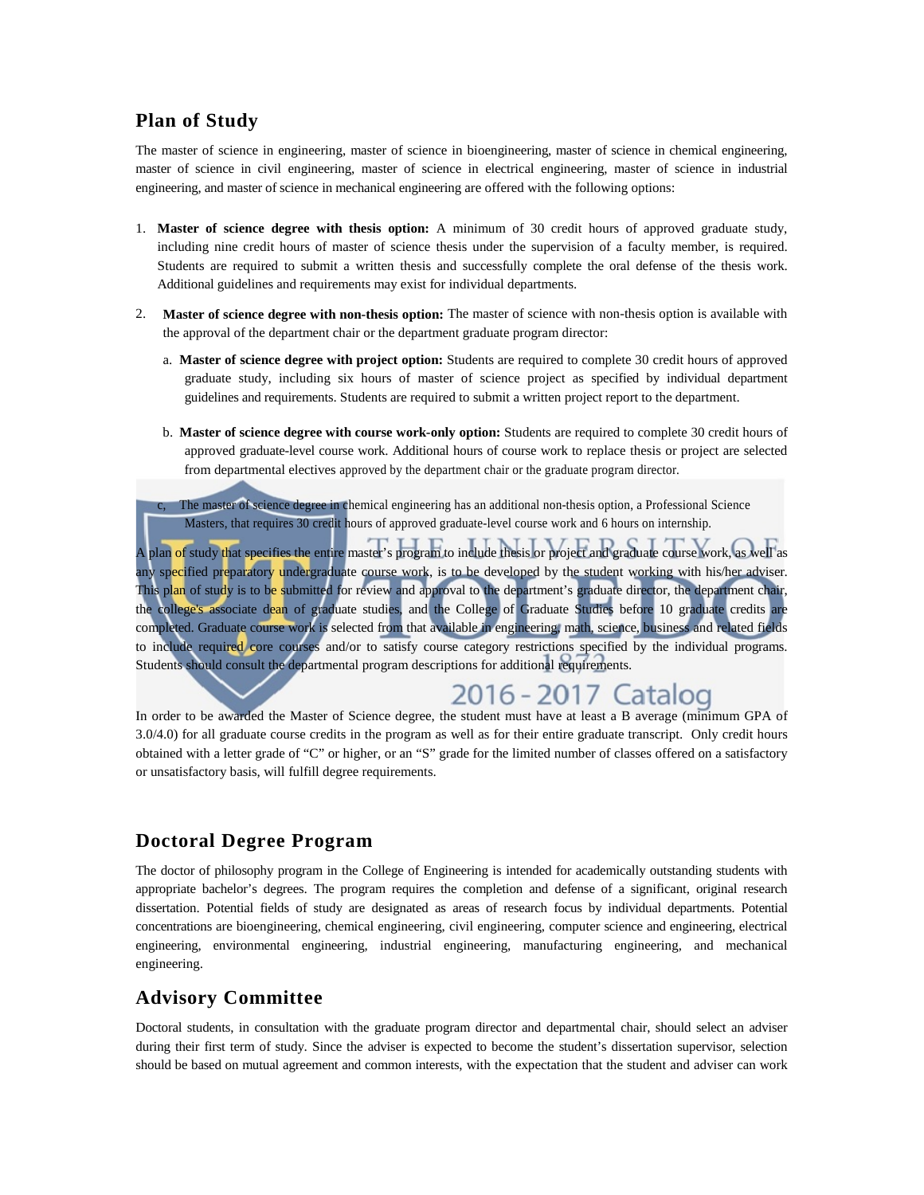## Plan of Study

The master of science in engineering, master of science in bioengineering, master of science in chemical engineering, master of science in civil engineering, master of science in electrical engineering, master of science in industrial engineering, and master of science in mechanical engineering are offered with the following options:

1. **Master of science degree with thesis option:** A minimum of 30 credit hours of approved graduate study, including nine credit hours of master of science thesis under the supervision of a faculty member, is required. Students are required to submit a written thesis and successfully complete the oral defense of the thesis work. Additional guidelines and requirements may exist for individual departments.

2. **Master of science degree with non-thesis option:** The master of science with non-thesis option is available with the approval of the department chair or the department graduate program director:

   a. **Master of science degree with project option:** Students are required to complete 30 credit hours of approved graduate study, including six hours of master of science project as specified by individual department guidelines and requirements. Students are required to submit a written project report to the department.

   b. **Master of science degree with course work-only option:** Students are required to complete 30 credit hours of approved graduate-level course work. Additional hours of course work to replace thesis or project are selected from departmental electives approved by the department chair or the graduate program director.

   c. The master of science degree in chemical engineering has an additional non-thesis option, a Professional Science Masters, that requires 30 credit hours of approved graduate-level course work and 6 hours on internship.

A plan of study that specifies the entire master's program to include thesis or project and graduate course work, as well as any specified preparatory undergraduate course work, is to be developed by the student working with his/her adviser. This plan of study is to be submitted for review and approval to the department's graduate director, the department chair, the college's associate dean of graduate studies, and the College of Graduate Studies before 10 graduate credits are completed. Graduate course work is selected from that available in engineering, math, science, business and related fields to include required core courses and/or to satisfy course category restrictions specified by the individual programs. Students should consult the departmental program descriptions for additional requirements.

In order to be awarded the Master of Science degree, the student must have at least a B average (minimum GPA of 3.0/4.0) for all graduate course credits in the program as well as for their entire graduate transcript. Only credit hours obtained with a letter grade of "C" or higher, or an "S" grade for the limited number of classes offered on a satisfactory or unsatisfactory basis, will fulfill degree requirements.

## Doctoral Degree Program

The doctor of philosophy program in the College of Engineering is intended for academically outstanding students with appropriate bachelor's degrees. The program requires the completion and defense of a significant, original research dissertation. Potential fields of study are designated as areas of research focus by individual departments. Potential concentrations are bioengineering, chemical engineering, civil engineering, computer science and engineering, electrical engineering, environmental engineering, industrial engineering, manufacturing engineering, and mechanical engineering.

## Advisory Committee

Doctoral students, in consultation with the graduate program director and departmental chair, should select an adviser during their first term of study. Since the adviser is expected to become the student's dissertation supervisor, selection should be based on mutual agreement and common interests, with the expectation that the student and adviser can work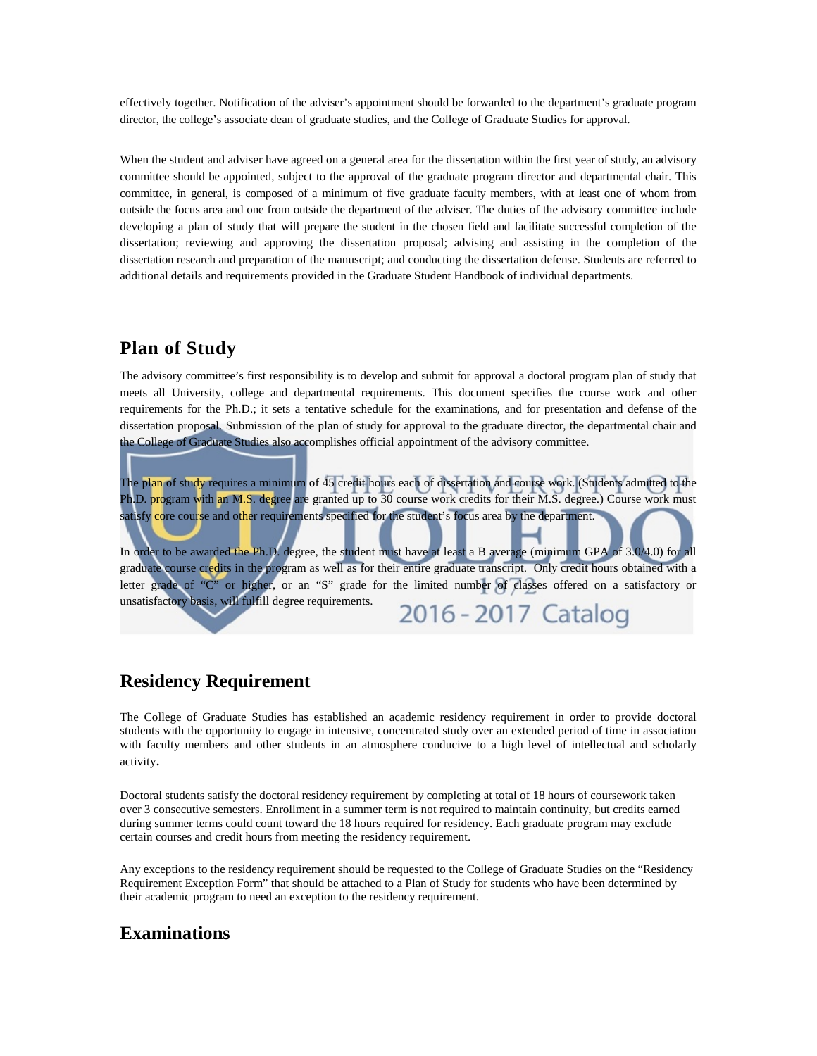effectively together. Notification of the adviser's appointment should be forwarded to the department's graduate program director, the college's associate dean of graduate studies, and the College of Graduate Studies for approval.

When the student and adviser have agreed on a general area for the dissertation within the first year of study, an advisory committee should be appointed, subject to the approval of the graduate program director and departmental chair. This committee, in general, is composed of a minimum of five graduate faculty members, with at least one of whom from outside the focus area and one from outside the department of the adviser. The duties of the advisory committee include developing a plan of study that will prepare the student in the chosen field and facilitate successful completion of the dissertation; reviewing and approving the dissertation proposal; advising and assisting in the completion of the dissertation research and preparation of the manuscript; and conducting the dissertation defense. Students are referred to additional details and requirements provided in the Graduate Student Handbook of individual departments.

## Plan of Study

The advisory committee's first responsibility is to develop and submit for approval a doctoral program plan of study that meets all University, college and departmental requirements. This document specifies the course work and other requirements for the Ph.D.; it sets a tentative schedule for the examinations, and for presentation and defense of the dissertation proposal. Submission of the plan of study for approval to the graduate director, the departmental chair and the College of Graduate Studies also accomplishes official appointment of the advisory committee.

The plan of study requires a minimum of 45 credit hours each of dissertation and course work. (Students admitted to the Ph.D. program with an M.S. degree are granted up to 30 course work credits for their M.S. degree.) Course work must satisfy core course and other requirements specified for the student's focus area by the department.

In order to be awarded the Ph.D. degree, the student must have at least a B average (minimum GPA of 3.0/4.0) for all graduate course credits in the program as well as for their entire graduate transcript. Only credit hours obtained with a letter grade of "C" or higher, or an "S" grade for the limited number of classes offered on a satisfactory or unsatisfactory basis, will fulfill degree requirements.

## Residency Requirement

The College of Graduate Studies has established an academic residency requirement in order to provide doctoral students with the opportunity to engage in intensive, concentrated study over an extended period of time in association with faculty members and other students in an atmosphere conducive to a high level of intellectual and scholarly activity.

Doctoral students satisfy the doctoral residency requirement by completing at total of 18 hours of coursework taken over 3 consecutive semesters. Enrollment in a summer term is not required to maintain continuity, but credits earned during summer terms could count toward the 18 hours required for residency. Each graduate program may exclude certain courses and credit hours from meeting the residency requirement.

Any exceptions to the residency requirement should be requested to the College of Graduate Studies on the "Residency Requirement Exception Form" that should be attached to a Plan of Study for students who have been determined by their academic program to need an exception to the residency requirement.

## Examinations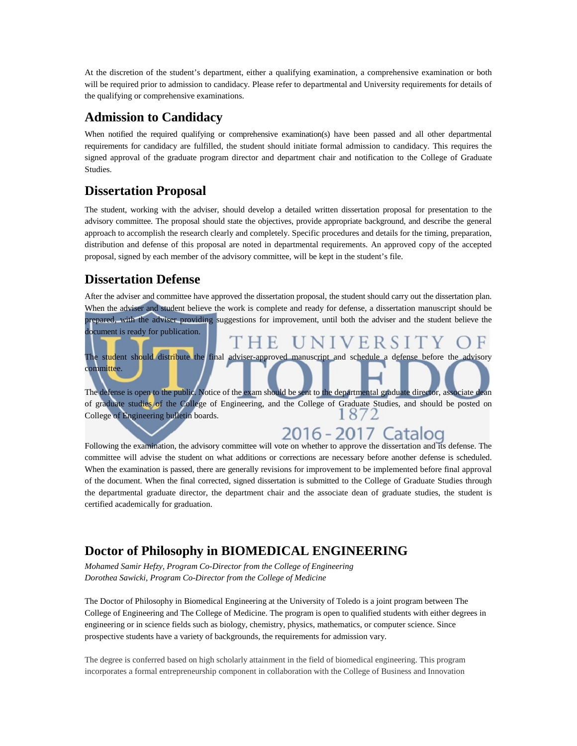At the discretion of the student's department, either a qualifying examination, a comprehensive examination or both will be required prior to admission to candidacy. Please refer to departmental and University requirements for details of the qualifying or comprehensive examinations.

## Admission to Candidacy

When notified the required qualifying or comprehensive examination(s) have been passed and all other departmental requirements for candidacy are fulfilled, the student should initiate formal admission to candidacy. This requires the signed approval of the graduate program director and department chair and notification to the College of Graduate Studies.

## Dissertation Proposal

The student, working with the adviser, should develop a detailed written dissertation proposal for presentation to the advisory committee. The proposal should state the objectives, provide appropriate background, and describe the general approach to accomplish the research clearly and completely. Specific procedures and details for the timing, preparation, distribution and defense of this proposal are noted in departmental requirements. An approved copy of the accepted proposal, signed by each member of the advisory committee, will be kept in the student's file.

## Dissertation Defense

After the adviser and committee have approved the dissertation proposal, the student should carry out the dissertation plan. When the adviser and student believe the work is complete and ready for defense, a dissertation manuscript should be prepared, with the adviser providing suggestions for improvement, until both the adviser and the student believe the document is ready for publication.

The student should distribute the final adviser-approved manuscript and schedule a defense before the advisory committee.

The defense is open to the public. Notice of the exam should be sent to the departmental graduate director, associate dean of graduate studies of the College of Engineering, and the College of Graduate Studies, and should be posted on College of Engineering bulletin boards.

Following the examination, the advisory committee will vote on whether to approve the dissertation and its defense. The committee will advise the student on what additions or corrections are necessary before another defense is scheduled. When the examination is passed, there are generally revisions for improvement to be implemented before final approval of the document. When the final corrected, signed dissertation is submitted to the College of Graduate Studies through the departmental graduate director, the department chair and the associate dean of graduate studies, the student is certified academically for graduation.

## Doctor of Philosophy in BIOMEDICAL ENGINEERING

*Mohamed Samir Hefzy, Program Co-Director from the College of Engineering*
*Dorothea Sawicki, Program Co-Director from the College of Medicine*

The Doctor of Philosophy in Biomedical Engineering at the University of Toledo is a joint program between The College of Engineering and The College of Medicine. The program is open to qualified students with either degrees in engineering or in science fields such as biology, chemistry, physics, mathematics, or computer science. Since prospective students have a variety of backgrounds, the requirements for admission vary.

The degree is conferred based on high scholarly attainment in the field of biomedical engineering. This program incorporates a formal entrepreneurship component in collaboration with the College of Business and Innovation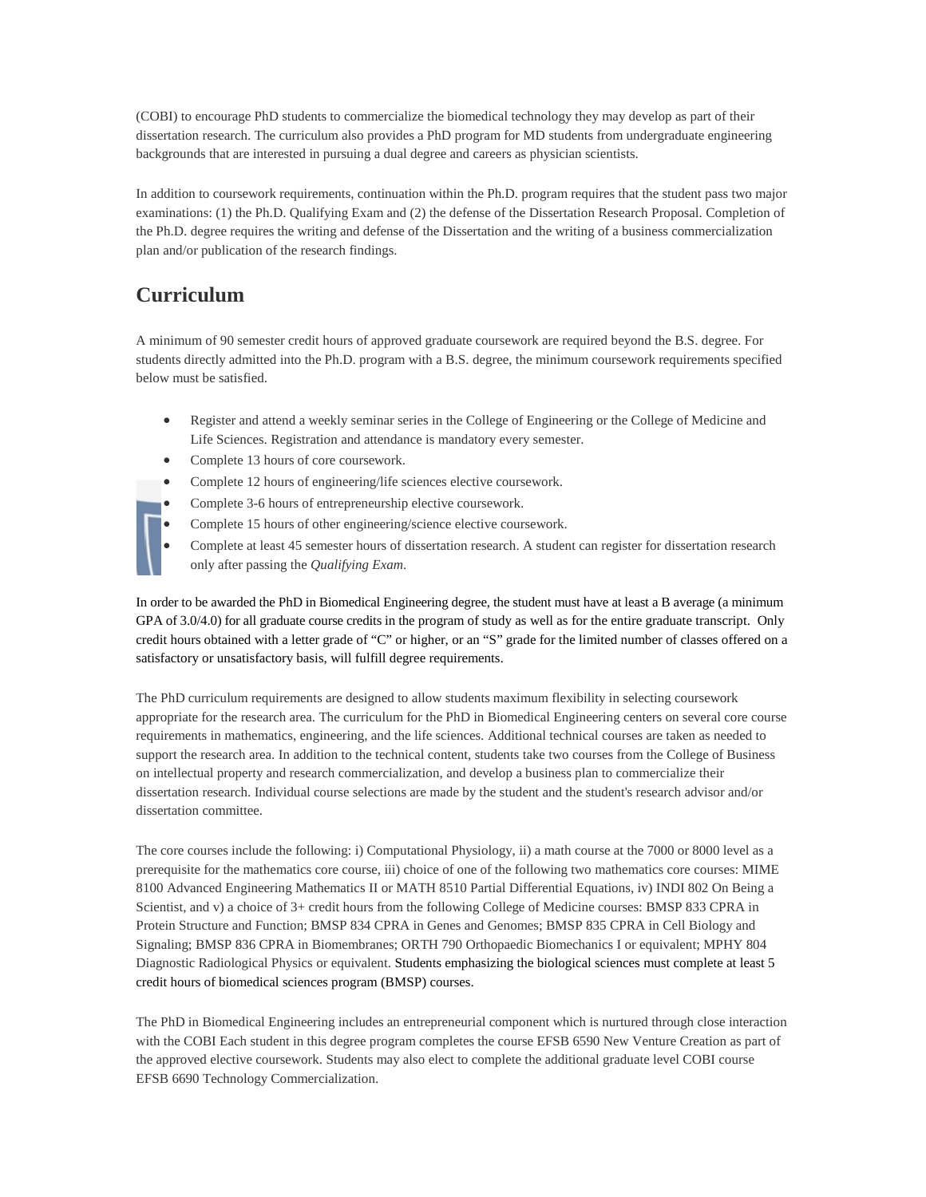(COBI) to encourage PhD students to commercialize the biomedical technology they may develop as part of their dissertation research. The curriculum also provides a PhD program for MD students from undergraduate engineering backgrounds that are interested in pursuing a dual degree and careers as physician scientists.

In addition to coursework requirements, continuation within the Ph.D. program requires that the student pass two major examinations: (1) the Ph.D. Qualifying Exam and (2) the defense of the Dissertation Research Proposal. Completion of the Ph.D. degree requires the writing and defense of the Dissertation and the writing of a business commercialization plan and/or publication of the research findings.

## Curriculum

A minimum of 90 semester credit hours of approved graduate coursework are required beyond the B.S. degree. For students directly admitted into the Ph.D. program with a B.S. degree, the minimum coursework requirements specified below must be satisfied.

- Register and attend a weekly seminar series in the College of Engineering or the College of Medicine and Life Sciences. Registration and attendance is mandatory every semester.
- Complete 13 hours of core coursework.
- Complete 12 hours of engineering/life sciences elective coursework.
- Complete 3-6 hours of entrepreneurship elective coursework.
- Complete 15 hours of other engineering/science elective coursework.
- Complete at least 45 semester hours of dissertation research. A student can register for dissertation research only after passing the *Qualifying Exam*.

In order to be awarded the PhD in Biomedical Engineering degree, the student must have at least a B average (a minimum GPA of 3.0/4.0) for all graduate course credits in the program of study as well as for the entire graduate transcript. Only credit hours obtained with a letter grade of “C” or higher, or an “S” grade for the limited number of classes offered on a satisfactory or unsatisfactory basis, will fulfill degree requirements.

The PhD curriculum requirements are designed to allow students maximum flexibility in selecting coursework appropriate for the research area. The curriculum for the PhD in Biomedical Engineering centers on several core course requirements in mathematics, engineering, and the life sciences. Additional technical courses are taken as needed to support the research area. In addition to the technical content, students take two courses from the College of Business on intellectual property and research commercialization, and develop a business plan to commercialize their dissertation research. Individual course selections are made by the student and the student's research advisor and/or dissertation committee.

The core courses include the following: i) Computational Physiology, ii) a math course at the 7000 or 8000 level as a prerequisite for the mathematics core course, iii) choice of one of the following two mathematics core courses: MIME 8100 Advanced Engineering Mathematics II or MATH 8510 Partial Differential Equations, iv) INDI 802 On Being a Scientist, and v) a choice of 3+ credit hours from the following College of Medicine courses: BMSP 833 CPRA in Protein Structure and Function; BMSP 834 CPRA in Genes and Genomes; BMSP 835 CPRA in Cell Biology and Signaling; BMSP 836 CPRA in Biomembranes; ORTH 790 Orthopaedic Biomechanics I or equivalent; MPHY 804 Diagnostic Radiological Physics or equivalent. Students emphasizing the biological sciences must complete at least 5 credit hours of biomedical sciences program (BMSP) courses.

The PhD in Biomedical Engineering includes an entrepreneurial component which is nurtured through close interaction with the COBI Each student in this degree program completes the course EFSB 6590 New Venture Creation as part of the approved elective coursework. Students may also elect to complete the additional graduate level COBI course EFSB 6690 Technology Commercialization.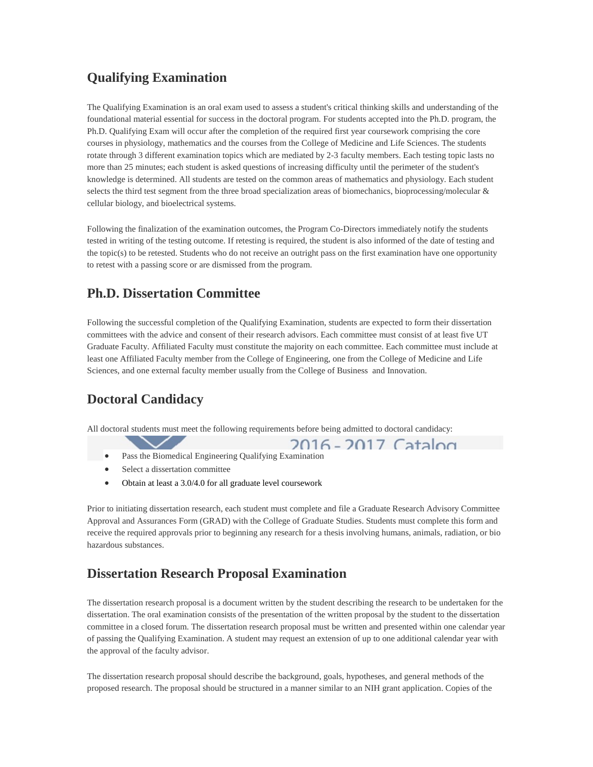## Qualifying Examination

The Qualifying Examination is an oral exam used to assess a student's critical thinking skills and understanding of the foundational material essential for success in the doctoral program. For students accepted into the Ph.D. program, the Ph.D. Qualifying Exam will occur after the completion of the required first year coursework comprising the core courses in physiology, mathematics and the courses from the College of Medicine and Life Sciences. The students rotate through 3 different examination topics which are mediated by 2-3 faculty members. Each testing topic lasts no more than 25 minutes; each student is asked questions of increasing difficulty until the perimeter of the student's knowledge is determined. All students are tested on the common areas of mathematics and physiology. Each student selects the third test segment from the three broad specialization areas of biomechanics, bioprocessing/molecular & cellular biology, and bioelectrical systems.

Following the finalization of the examination outcomes, the Program Co-Directors immediately notify the students tested in writing of the testing outcome. If retesting is required, the student is also informed of the date of testing and the topic(s) to be retested. Students who do not receive an outright pass on the first examination have one opportunity to retest with a passing score or are dismissed from the program.

## Ph.D. Dissertation Committee

Following the successful completion of the Qualifying Examination, students are expected to form their dissertation committees with the advice and consent of their research advisors. Each committee must consist of at least five UT Graduate Faculty. Affiliated Faculty must constitute the majority on each committee. Each committee must include at least one Affiliated Faculty member from the College of Engineering, one from the College of Medicine and Life Sciences, and one external faculty member usually from the College of Business and Innovation.

## Doctoral Candidacy

All doctoral students must meet the following requirements before being admitted to doctoral candidacy:

- Pass the Biomedical Engineering Qualifying Examination
- Select a dissertation committee
- Obtain at least a 3.0/4.0 for all graduate level coursework

Prior to initiating dissertation research, each student must complete and file a Graduate Research Advisory Committee Approval and Assurances Form (GRAD) with the College of Graduate Studies. Students must complete this form and receive the required approvals prior to beginning any research for a thesis involving humans, animals, radiation, or bio hazardous substances.

## Dissertation Research Proposal Examination

The dissertation research proposal is a document written by the student describing the research to be undertaken for the dissertation. The oral examination consists of the presentation of the written proposal by the student to the dissertation committee in a closed forum. The dissertation research proposal must be written and presented within one calendar year of passing the Qualifying Examination. A student may request an extension of up to one additional calendar year with the approval of the faculty advisor.

The dissertation research proposal should describe the background, goals, hypotheses, and general methods of the proposed research. The proposal should be structured in a manner similar to an NIH grant application. Copies of the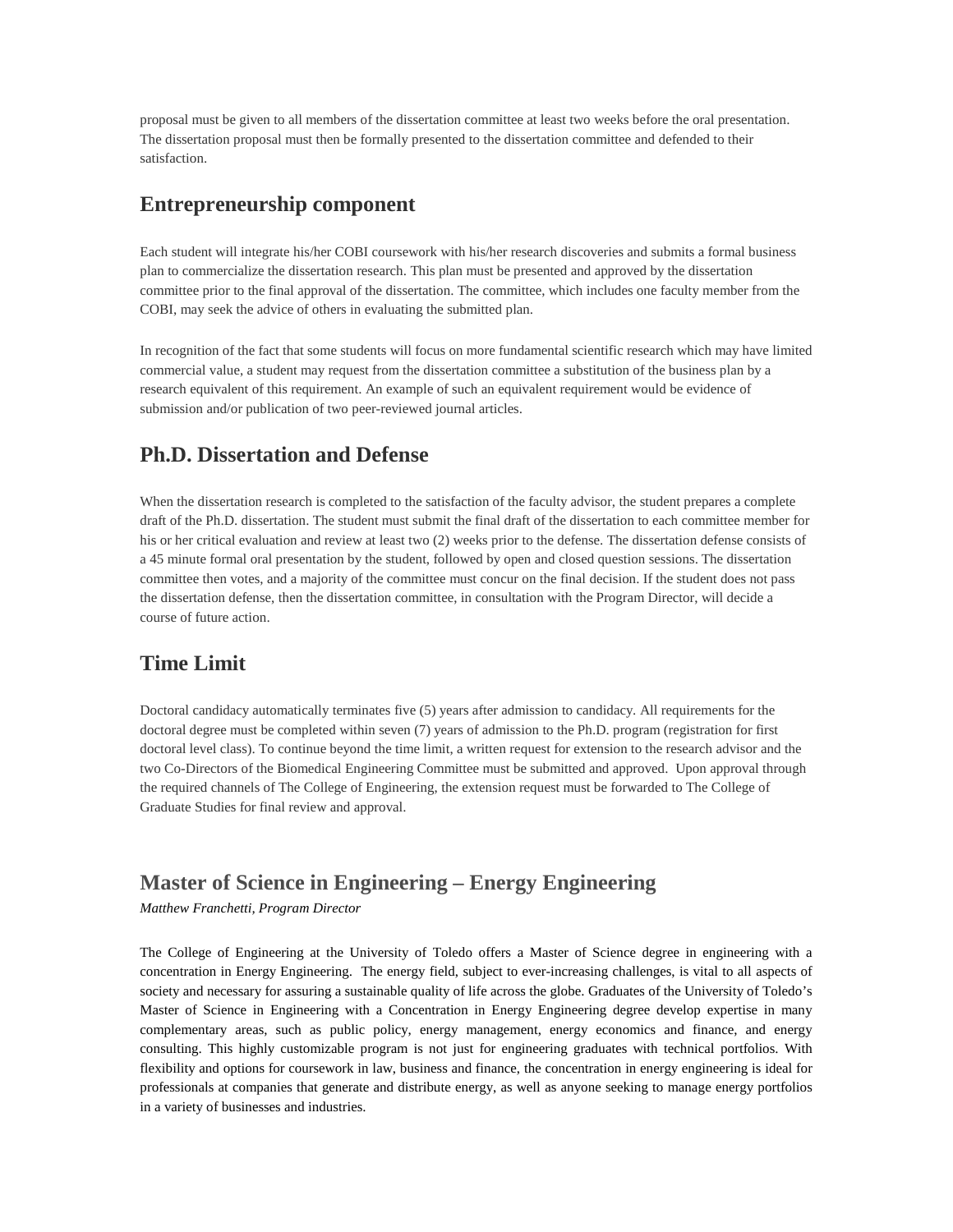proposal must be given to all members of the dissertation committee at least two weeks before the oral presentation. The dissertation proposal must then be formally presented to the dissertation committee and defended to their satisfaction.

## Entrepreneurship component

Each student will integrate his/her COBI coursework with his/her research discoveries and submits a formal business plan to commercialize the dissertation research. This plan must be presented and approved by the dissertation committee prior to the final approval of the dissertation. The committee, which includes one faculty member from the COBI, may seek the advice of others in evaluating the submitted plan.

In recognition of the fact that some students will focus on more fundamental scientific research which may have limited commercial value, a student may request from the dissertation committee a substitution of the business plan by a research equivalent of this requirement. An example of such an equivalent requirement would be evidence of submission and/or publication of two peer-reviewed journal articles.

## Ph.D. Dissertation and Defense

When the dissertation research is completed to the satisfaction of the faculty advisor, the student prepares a complete draft of the Ph.D. dissertation. The student must submit the final draft of the dissertation to each committee member for his or her critical evaluation and review at least two (2) weeks prior to the defense. The dissertation defense consists of a 45 minute formal oral presentation by the student, followed by open and closed question sessions. The dissertation committee then votes, and a majority of the committee must concur on the final decision. If the student does not pass the dissertation defense, then the dissertation committee, in consultation with the Program Director, will decide a course of future action.

## Time Limit

Doctoral candidacy automatically terminates five (5) years after admission to candidacy. All requirements for the doctoral degree must be completed within seven (7) years of admission to the Ph.D. program (registration for first doctoral level class). To continue beyond the time limit, a written request for extension to the research advisor and the two Co-Directors of the Biomedical Engineering Committee must be submitted and approved. Upon approval through the required channels of The College of Engineering, the extension request must be forwarded to The College of Graduate Studies for final review and approval.

## Master of Science in Engineering – Energy Engineering

*Matthew Franchetti, Program Director*

The College of Engineering at the University of Toledo offers a Master of Science degree in engineering with a concentration in Energy Engineering. The energy field, subject to ever-increasing challenges, is vital to all aspects of society and necessary for assuring a sustainable quality of life across the globe. Graduates of the University of Toledo's Master of Science in Engineering with a Concentration in Energy Engineering degree develop expertise in many complementary areas, such as public policy, energy management, energy economics and finance, and energy consulting. This highly customizable program is not just for engineering graduates with technical portfolios. With flexibility and options for coursework in law, business and finance, the concentration in energy engineering is ideal for professionals at companies that generate and distribute energy, as well as anyone seeking to manage energy portfolios in a variety of businesses and industries.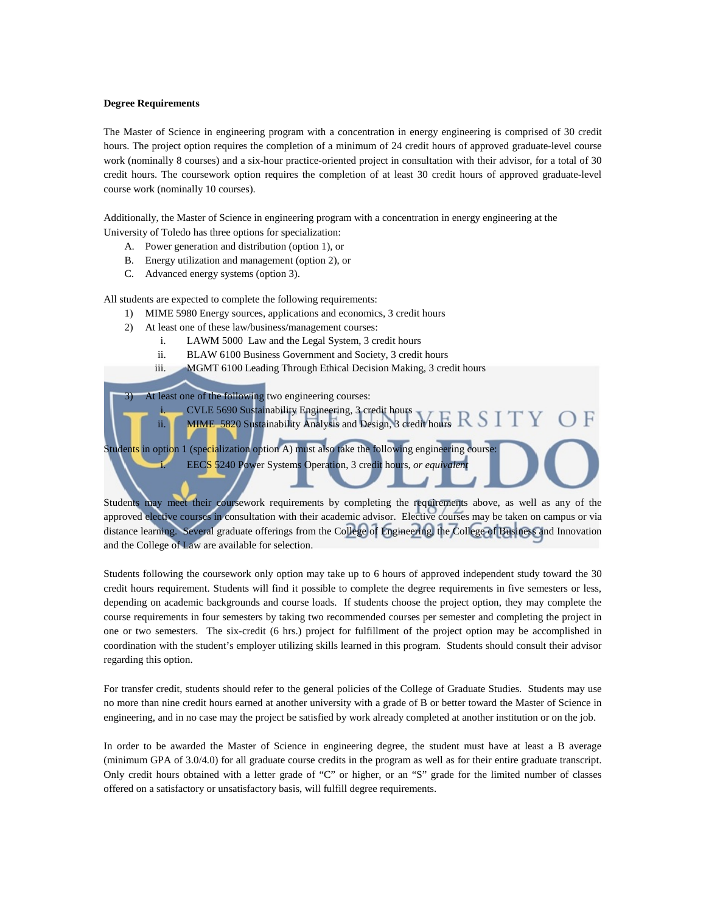**Degree Requirements**

The Master of Science in engineering program with a concentration in energy engineering is comprised of 30 credit hours. The project option requires the completion of a minimum of 24 credit hours of approved graduate-level course work (nominally 8 courses) and a six-hour practice-oriented project in consultation with their advisor, for a total of 30 credit hours. The coursework option requires the completion of at least 30 credit hours of approved graduate-level course work (nominally 10 courses).

Additionally, the Master of Science in engineering program with a concentration in energy engineering at the University of Toledo has three options for specialization:

A. Power generation and distribution (option 1), or
B. Energy utilization and management (option 2), or
C. Advanced energy systems (option 3).

All students are expected to complete the following requirements:

1) MIME 5980 Energy sources, applications and economics, 3 credit hours
2) At least one of these law/business/management courses:
   i. LAWM 5000 Law and the Legal System, 3 credit hours
   ii. BLAW 6100 Business Government and Society, 3 credit hours
   iii. MGMT 6100 Leading Through Ethical Decision Making, 3 credit hours
3) At least one of the following two engineering courses:
   i. CVLE 5690 Sustainability Engineering, 3 credit hours
   ii. MIME 5820 Sustainability Analysis and Design, 3 credit hours

Students in option 1 (specialization option A) must also take the following engineering course:

   i. EECS 5240 Power Systems Operation, 3 credit hours, *or equivalent*

Students may meet their coursework requirements by completing the requirements above, as well as any of the approved elective courses in consultation with their academic advisor. Elective courses may be taken on campus or via distance learning. Several graduate offerings from the College of Engineering, the College of Business and Innovation and the College of Law are available for selection.

Students following the coursework only option may take up to 6 hours of approved independent study toward the 30 credit hours requirement. Students will find it possible to complete the degree requirements in five semesters or less, depending on academic backgrounds and course loads. If students choose the project option, they may complete the course requirements in four semesters by taking two recommended courses per semester and completing the project in one or two semesters. The six-credit (6 hrs.) project for fulfillment of the project option may be accomplished in coordination with the student's employer utilizing skills learned in this program. Students should consult their advisor regarding this option.

For transfer credit, students should refer to the general policies of the College of Graduate Studies. Students may use no more than nine credit hours earned at another university with a grade of B or better toward the Master of Science in engineering, and in no case may the project be satisfied by work already completed at another institution or on the job.

In order to be awarded the Master of Science in engineering degree, the student must have at least a B average (minimum GPA of 3.0/4.0) for all graduate course credits in the program as well as for their entire graduate transcript. Only credit hours obtained with a letter grade of "C" or higher, or an "S" grade for the limited number of classes offered on a satisfactory or unsatisfactory basis, will fulfill degree requirements.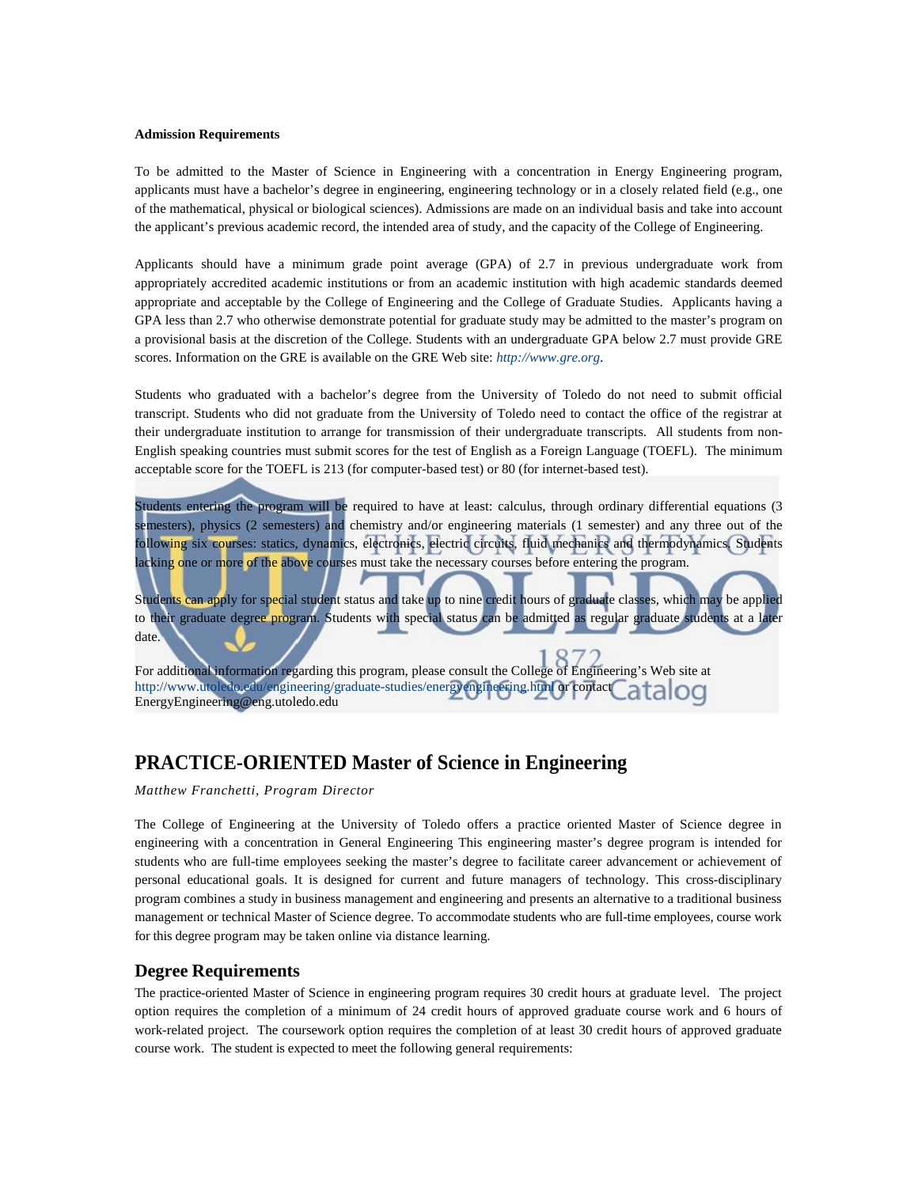**Admission Requirements**

To be admitted to the Master of Science in Engineering with a concentration in Energy Engineering program, applicants must have a bachelor's degree in engineering, engineering technology or in a closely related field (e.g., one of the mathematical, physical or biological sciences). Admissions are made on an individual basis and take into account the applicant's previous academic record, the intended area of study, and the capacity of the College of Engineering.

Applicants should have a minimum grade point average (GPA) of 2.7 in previous undergraduate work from appropriately accredited academic institutions or from an academic institution with high academic standards deemed appropriate and acceptable by the College of Engineering and the College of Graduate Studies. Applicants having a GPA less than 2.7 who otherwise demonstrate potential for graduate study may be admitted to the master's program on a provisional basis at the discretion of the College. Students with an undergraduate GPA below 2.7 must provide GRE scores. Information on the GRE is available on the GRE Web site: *http://www.gre.org*.

Students who graduated with a bachelor's degree from the University of Toledo do not need to submit official transcript. Students who did not graduate from the University of Toledo need to contact the office of the registrar at their undergraduate institution to arrange for transmission of their undergraduate transcripts. All students from non-English speaking countries must submit scores for the test of English as a Foreign Language (TOEFL). The minimum acceptable score for the TOEFL is 213 (for computer-based test) or 80 (for internet-based test).

Students entering the program will be required to have at least: calculus, through ordinary differential equations (3 semesters), physics (2 semesters) and chemistry and/or engineering materials (1 semester) and any three out of the following six courses: statics, dynamics, electronics, electric circuits, fluid mechanics and thermodynamics. Students lacking one or more of the above courses must take the necessary courses before entering the program.

Students can apply for special student status and take up to nine credit hours of graduate classes, which may be applied to their graduate degree program. Students with special status can be admitted as regular graduate students at a later date.

For additional information regarding this program, please consult the College of Engineering's Web site at http://www.utoledo.edu/engineering/graduate-studies/energyengineering.html or contact EnergyEngineering@eng.utoledo.edu

## PRACTICE-ORIENTED Master of Science in Engineering

*Matthew Franchetti, Program Director*

The College of Engineering at the University of Toledo offers a practice oriented Master of Science degree in engineering with a concentration in General Engineering This engineering master's degree program is intended for students who are full-time employees seeking the master's degree to facilitate career advancement or achievement of personal educational goals. It is designed for current and future managers of technology. This cross-disciplinary program combines a study in business management and engineering and presents an alternative to a traditional business management or technical Master of Science degree. To accommodate students who are full-time employees, course work for this degree program may be taken online via distance learning.

### Degree Requirements

The practice-oriented Master of Science in engineering program requires 30 credit hours at graduate level. The project option requires the completion of a minimum of 24 credit hours of approved graduate course work and 6 hours of work-related project. The coursework option requires the completion of at least 30 credit hours of approved graduate course work. The student is expected to meet the following general requirements: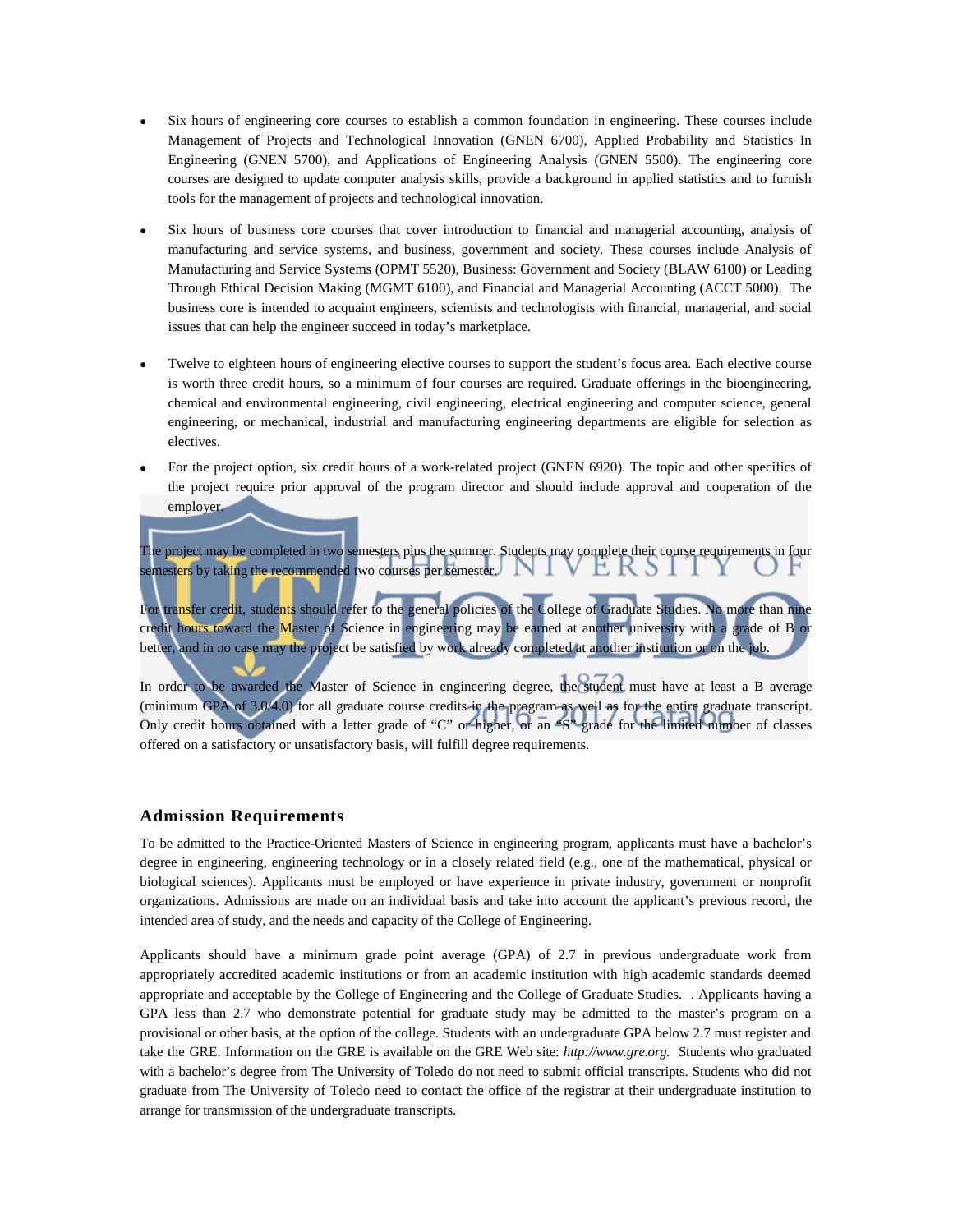- Six hours of engineering core courses to establish a common foundation in engineering. These courses include Management of Projects and Technological Innovation (GNEN 6700), Applied Probability and Statistics In Engineering (GNEN 5700), and Applications of Engineering Analysis (GNEN 5500). The engineering core courses are designed to update computer analysis skills, provide a background in applied statistics and to furnish tools for the management of projects and technological innovation.
- Six hours of business core courses that cover introduction to financial and managerial accounting, analysis of manufacturing and service systems, and business, government and society. These courses include Analysis of Manufacturing and Service Systems (OPMT 5520), Business: Government and Society (BLAW 6100) or Leading Through Ethical Decision Making (MGMT 6100), and Financial and Managerial Accounting (ACCT 5000). The business core is intended to acquaint engineers, scientists and technologists with financial, managerial, and social issues that can help the engineer succeed in today's marketplace.
- Twelve to eighteen hours of engineering elective courses to support the student's focus area. Each elective course is worth three credit hours, so a minimum of four courses are required. Graduate offerings in the bioengineering, chemical and environmental engineering, civil engineering, electrical engineering and computer science, general engineering, or mechanical, industrial and manufacturing engineering departments are eligible for selection as electives.
- For the project option, six credit hours of a work-related project (GNEN 6920). The topic and other specifics of the project require prior approval of the program director and should include approval and cooperation of the employer.

The project may be completed in two semesters plus the summer. Students may complete their course requirements in four semesters by taking the recommended two courses per semester.

For transfer credit, students should refer to the general policies of the College of Graduate Studies. No more than nine credit hours toward the Master of Science in engineering may be earned at another university with a grade of B or better, and in no case may the project be satisfied by work already completed at another institution or on the job.

In order to be awarded the Master of Science in engineering degree, the student must have at least a B average (minimum GPA of 3.0/4.0) for all graduate course credits in the program as well as for the entire graduate transcript. Only credit hours obtained with a letter grade of "C" or higher, or an "S" grade for the limited number of classes offered on a satisfactory or unsatisfactory basis, will fulfill degree requirements.

## Admission Requirements

To be admitted to the Practice-Oriented Masters of Science in engineering program, applicants must have a bachelor's degree in engineering, engineering technology or in a closely related field (e.g., one of the mathematical, physical or biological sciences). Applicants must be employed or have experience in private industry, government or nonprofit organizations. Admissions are made on an individual basis and take into account the applicant's previous record, the intended area of study, and the needs and capacity of the College of Engineering.

Applicants should have a minimum grade point average (GPA) of 2.7 in previous undergraduate work from appropriately accredited academic institutions or from an academic institution with high academic standards deemed appropriate and acceptable by the College of Engineering and the College of Graduate Studies. . Applicants having a GPA less than 2.7 who demonstrate potential for graduate study may be admitted to the master's program on a provisional or other basis, at the option of the college. Students with an undergraduate GPA below 2.7 must register and take the GRE. Information on the GRE is available on the GRE Web site: *http://www.gre.org.* Students who graduated with a bachelor's degree from The University of Toledo do not need to submit official transcripts. Students who did not graduate from The University of Toledo need to contact the office of the registrar at their undergraduate institution to arrange for transmission of the undergraduate transcripts.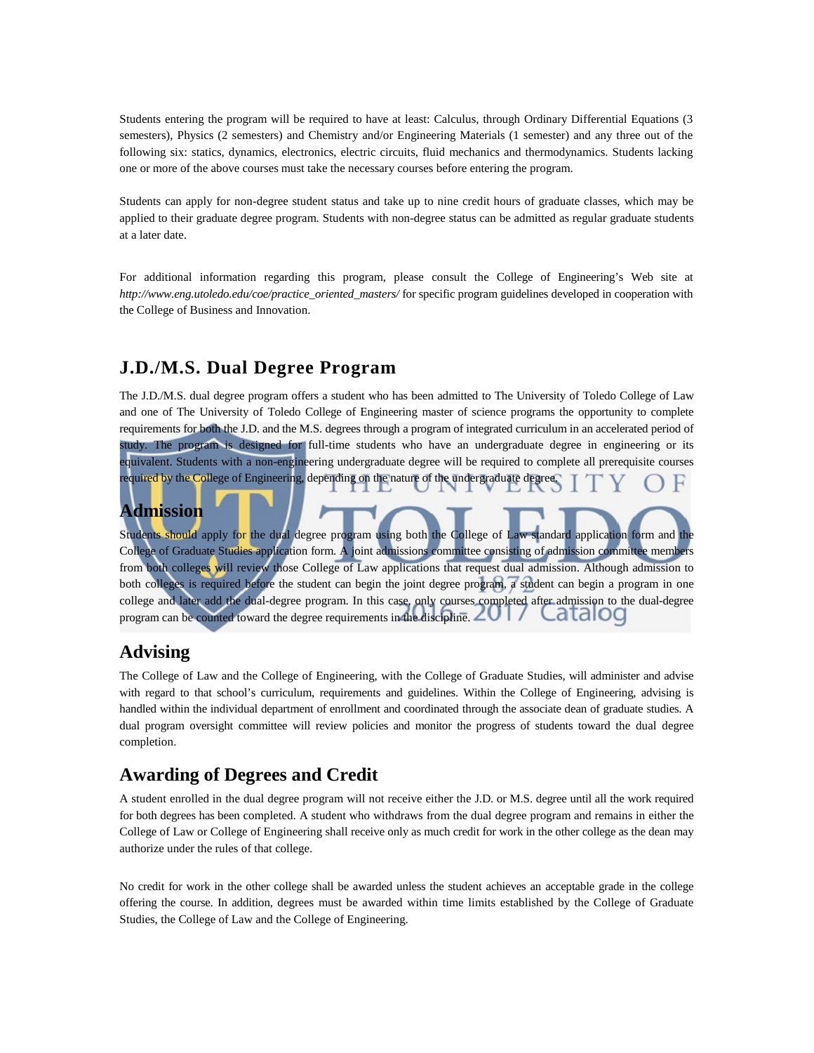Students entering the program will be required to have at least: Calculus, through Ordinary Differential Equations (3 semesters), Physics (2 semesters) and Chemistry and/or Engineering Materials (1 semester) and any three out of the following six: statics, dynamics, electronics, electric circuits, fluid mechanics and thermodynamics. Students lacking one or more of the above courses must take the necessary courses before entering the program.

Students can apply for non-degree student status and take up to nine credit hours of graduate classes, which may be applied to their graduate degree program. Students with non-degree status can be admitted as regular graduate students at a later date.

For additional information regarding this program, please consult the College of Engineering's Web site at *http://www.eng.utoledo.edu/coe/practice_oriented_masters/* for specific program guidelines developed in cooperation with the College of Business and Innovation.

## J.D./M.S. Dual Degree Program

The J.D./M.S. dual degree program offers a student who has been admitted to The University of Toledo College of Law and one of The University of Toledo College of Engineering master of science programs the opportunity to complete requirements for both the J.D. and the M.S. degrees through a program of integrated curriculum in an accelerated period of study. The program is designed for full-time students who have an undergraduate degree in engineering or its equivalent. Students with a non-engineering undergraduate degree will be required to complete all prerequisite courses required by the College of Engineering, depending on the nature of the undergraduate degree.

## Admission

Students should apply for the dual degree program using both the College of Law standard application form and the College of Graduate Studies application form. A joint admissions committee consisting of admission committee members from both colleges will review those College of Law applications that request dual admission. Although admission to both colleges is required before the student can begin the joint degree program, a student can begin a program in one college and later add the dual-degree program. In this case, only courses completed after admission to the dual-degree program can be counted toward the degree requirements in the discipline.

## Advising

The College of Law and the College of Engineering, with the College of Graduate Studies, will administer and advise with regard to that school's curriculum, requirements and guidelines. Within the College of Engineering, advising is handled within the individual department of enrollment and coordinated through the associate dean of graduate studies. A dual program oversight committee will review policies and monitor the progress of students toward the dual degree completion.

## Awarding of Degrees and Credit

A student enrolled in the dual degree program will not receive either the J.D. or M.S. degree until all the work required for both degrees has been completed. A student who withdraws from the dual degree program and remains in either the College of Law or College of Engineering shall receive only as much credit for work in the other college as the dean may authorize under the rules of that college.

No credit for work in the other college shall be awarded unless the student achieves an acceptable grade in the college offering the course. In addition, degrees must be awarded within time limits established by the College of Graduate Studies, the College of Law and the College of Engineering.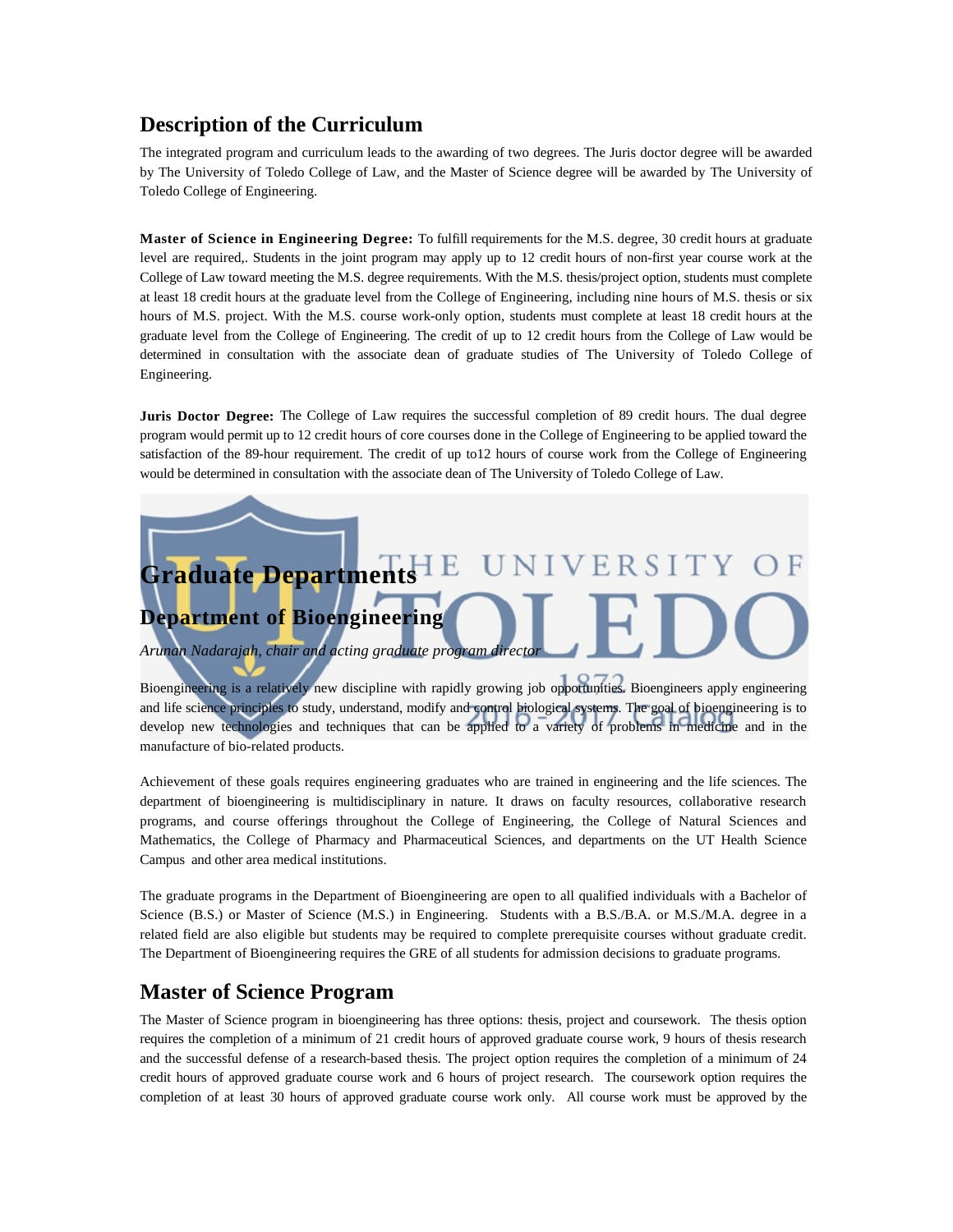## Description of the Curriculum

The integrated program and curriculum leads to the awarding of two degrees. The Juris doctor degree will be awarded by The University of Toledo College of Law, and the Master of Science degree will be awarded by The University of Toledo College of Engineering.

**Master of Science in Engineering Degree:** To fulfill requirements for the M.S. degree, 30 credit hours at graduate level are required,. Students in the joint program may apply up to 12 credit hours of non-first year course work at the College of Law toward meeting the M.S. degree requirements. With the M.S. thesis/project option, students must complete at least 18 credit hours at the graduate level from the College of Engineering, including nine hours of M.S. thesis or six hours of M.S. project. With the M.S. course work-only option, students must complete at least 18 credit hours at the graduate level from the College of Engineering. The credit of up to 12 credit hours from the College of Law would be determined in consultation with the associate dean of graduate studies of The University of Toledo College of Engineering.

**Juris Doctor Degree:** The College of Law requires the successful completion of 89 credit hours. The dual degree program would permit up to 12 credit hours of core courses done in the College of Engineering to be applied toward the satisfaction of the 89-hour requirement. The credit of up to12 hours of course work from the College of Engineering would be determined in consultation with the associate dean of The University of Toledo College of Law.

# Graduate Departments

## Department of Bioengineering

*Arunan Nadarajah, chair and acting graduate program director*

Bioengineering is a relatively new discipline with rapidly growing job opportunities. Bioengineers apply engineering and life science principles to study, understand, modify and control biological systems. The goal of bioengineering is to develop new technologies and techniques that can be applied to a variety of problems in medicine and in the manufacture of bio-related products.

Achievement of these goals requires engineering graduates who are trained in engineering and the life sciences. The department of bioengineering is multidisciplinary in nature. It draws on faculty resources, collaborative research programs, and course offerings throughout the College of Engineering, the College of Natural Sciences and Mathematics, the College of Pharmacy and Pharmaceutical Sciences, and departments on the UT Health Science Campus and other area medical institutions.

The graduate programs in the Department of Bioengineering are open to all qualified individuals with a Bachelor of Science (B.S.) or Master of Science (M.S.) in Engineering. Students with a B.S./B.A. or M.S./M.A. degree in a related field are also eligible but students may be required to complete prerequisite courses without graduate credit. The Department of Bioengineering requires the GRE of all students for admission decisions to graduate programs.

## Master of Science Program

The Master of Science program in bioengineering has three options: thesis, project and coursework. The thesis option requires the completion of a minimum of 21 credit hours of approved graduate course work, 9 hours of thesis research and the successful defense of a research-based thesis. The project option requires the completion of a minimum of 24 credit hours of approved graduate course work and 6 hours of project research. The coursework option requires the completion of at least 30 hours of approved graduate course work only. All course work must be approved by the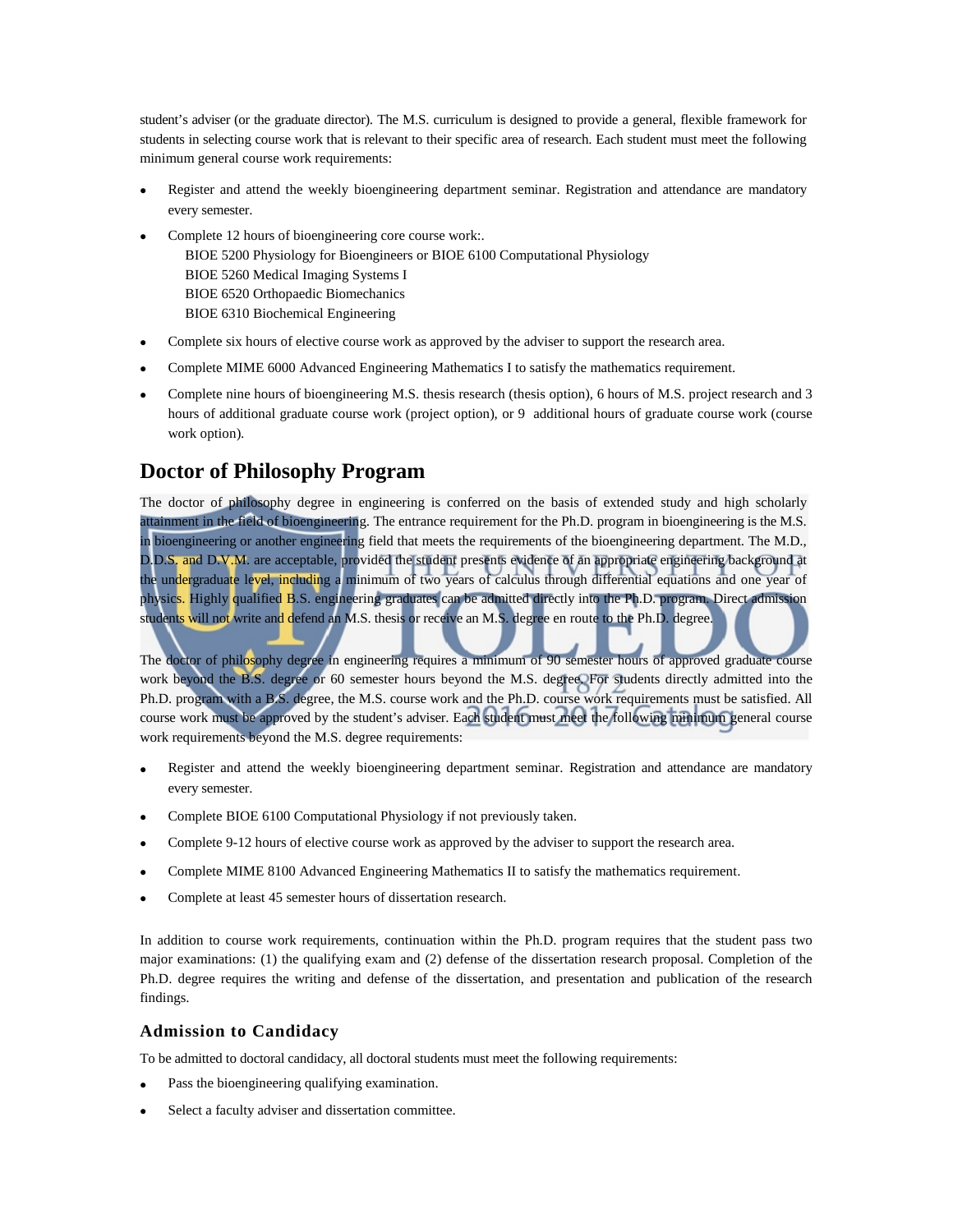student's adviser (or the graduate director). The M.S. curriculum is designed to provide a general, flexible framework for students in selecting course work that is relevant to their specific area of research. Each student must meet the following minimum general course work requirements:

- Register and attend the weekly bioengineering department seminar. Registration and attendance are mandatory every semester.
- Complete 12 hours of bioengineering core course work:.
  BIOE 5200 Physiology for Bioengineers or BIOE 6100 Computational Physiology
  BIOE 5260 Medical Imaging Systems I
  BIOE 6520 Orthopaedic Biomechanics
  BIOE 6310 Biochemical Engineering
- Complete six hours of elective course work as approved by the adviser to support the research area.
- Complete MIME 6000 Advanced Engineering Mathematics I to satisfy the mathematics requirement.
- Complete nine hours of bioengineering M.S. thesis research (thesis option), 6 hours of M.S. project research and 3 hours of additional graduate course work (project option), or 9 additional hours of graduate course work (course work option).

## Doctor of Philosophy Program

The doctor of philosophy degree in engineering is conferred on the basis of extended study and high scholarly attainment in the field of bioengineering. The entrance requirement for the Ph.D. program in bioengineering is the M.S. in bioengineering or another engineering field that meets the requirements of the bioengineering department. The M.D., D.D.S. and D.V.M. are acceptable, provided the student presents evidence of an appropriate engineering background at the undergraduate level, including a minimum of two years of calculus through differential equations and one year of physics. Highly qualified B.S. engineering graduates can be admitted directly into the Ph.D. program. Direct admission students will not write and defend an M.S. thesis or receive an M.S. degree en route to the Ph.D. degree.

The doctor of philosophy degree in engineering requires a minimum of 90 semester hours of approved graduate course work beyond the B.S. degree or 60 semester hours beyond the M.S. degree. For students directly admitted into the Ph.D. program with a B.S. degree, the M.S. course work and the Ph.D. course work requirements must be satisfied. All course work must be approved by the student's adviser. Each student must meet the following minimum general course work requirements beyond the M.S. degree requirements:

- Register and attend the weekly bioengineering department seminar. Registration and attendance are mandatory every semester.
- Complete BIOE 6100 Computational Physiology if not previously taken.
- Complete 9-12 hours of elective course work as approved by the adviser to support the research area.
- Complete MIME 8100 Advanced Engineering Mathematics II to satisfy the mathematics requirement.
- Complete at least 45 semester hours of dissertation research.

In addition to course work requirements, continuation within the Ph.D. program requires that the student pass two major examinations: (1) the qualifying exam and (2) defense of the dissertation research proposal. Completion of the Ph.D. degree requires the writing and defense of the dissertation, and presentation and publication of the research findings.

### Admission to Candidacy

To be admitted to doctoral candidacy, all doctoral students must meet the following requirements:

- Pass the bioengineering qualifying examination.
- Select a faculty adviser and dissertation committee.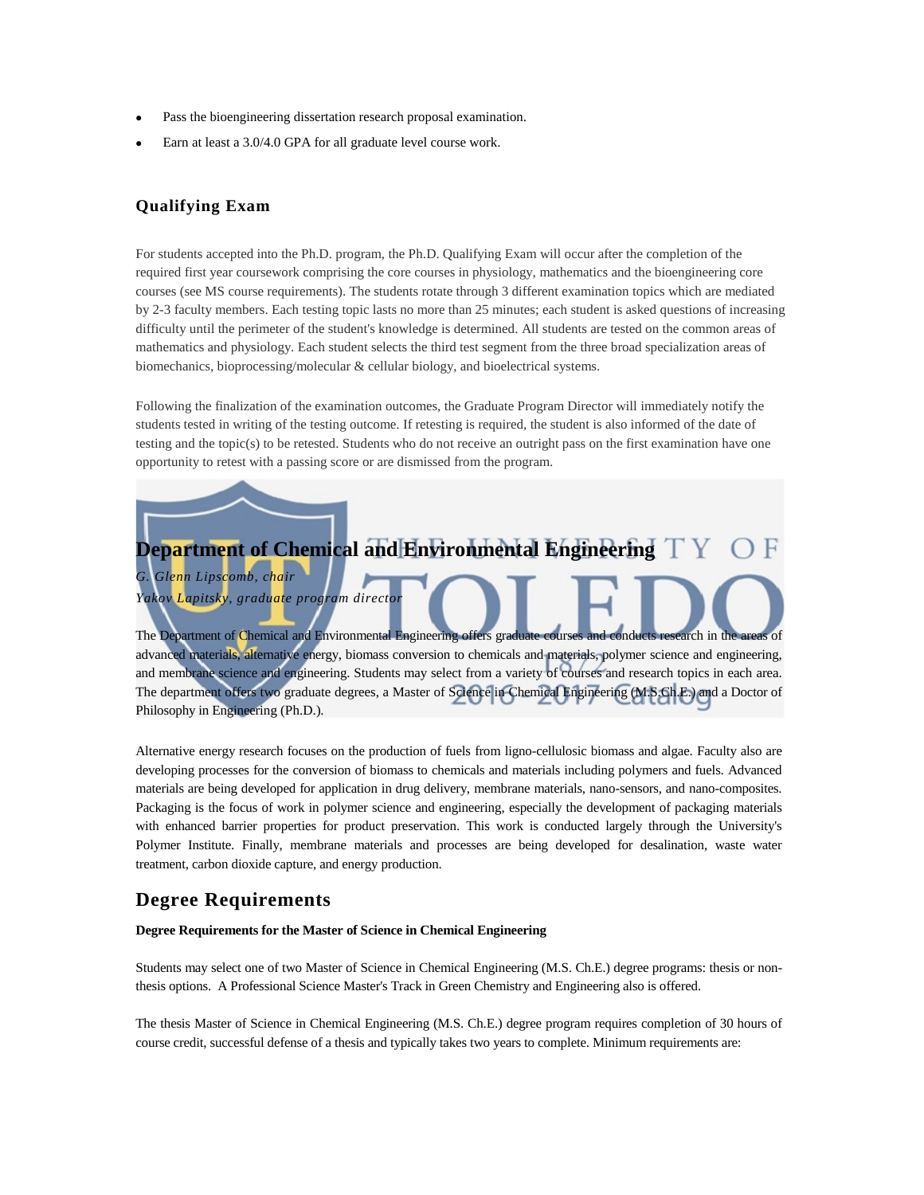- Pass the bioengineering dissertation research proposal examination.
- Earn at least a 3.0/4.0 GPA for all graduate level course work.

### Qualifying Exam

For students accepted into the Ph.D. program, the Ph.D. Qualifying Exam will occur after the completion of the required first year coursework comprising the core courses in physiology, mathematics and the bioengineering core courses (see MS course requirements). The students rotate through 3 different examination topics which are mediated by 2-3 faculty members. Each testing topic lasts no more than 25 minutes; each student is asked questions of increasing difficulty until the perimeter of the student's knowledge is determined. All students are tested on the common areas of mathematics and physiology. Each student selects the third test segment from the three broad specialization areas of biomechanics, bioprocessing/molecular & cellular biology, and bioelectrical systems.

Following the finalization of the examination outcomes, the Graduate Program Director will immediately notify the students tested in writing of the testing outcome. If retesting is required, the student is also informed of the date of testing and the topic(s) to be retested. Students who do not receive an outright pass on the first examination have one opportunity to retest with a passing score or are dismissed from the program.

# Department of Chemical and Environmental Engineering

*G. Glenn Lipscomb, chair*
*Yakov Lapitsky, graduate program director*

The Department of Chemical and Environmental Engineering offers graduate courses and conducts research in the areas of advanced materials, alternative energy, biomass conversion to chemicals and materials, polymer science and engineering, and membrane science and engineering. Students may select from a variety of courses and research topics in each area. The department offers two graduate degrees, a Master of Science in Chemical Engineering (M.S.Ch.E.) and a Doctor of Philosophy in Engineering (Ph.D.).

Alternative energy research focuses on the production of fuels from ligno-cellulosic biomass and algae. Faculty also are developing processes for the conversion of biomass to chemicals and materials including polymers and fuels. Advanced materials are being developed for application in drug delivery, membrane materials, nano-sensors, and nano-composites. Packaging is the focus of work in polymer science and engineering, especially the development of packaging materials with enhanced barrier properties for product preservation. This work is conducted largely through the University's Polymer Institute. Finally, membrane materials and processes are being developed for desalination, waste water treatment, carbon dioxide capture, and energy production.

## Degree Requirements

**Degree Requirements for the Master of Science in Chemical Engineering**

Students may select one of two Master of Science in Chemical Engineering (M.S. Ch.E.) degree programs: thesis or non-thesis options. A Professional Science Master's Track in Green Chemistry and Engineering also is offered.

The thesis Master of Science in Chemical Engineering (M.S. Ch.E.) degree program requires completion of 30 hours of course credit, successful defense of a thesis and typically takes two years to complete. Minimum requirements are: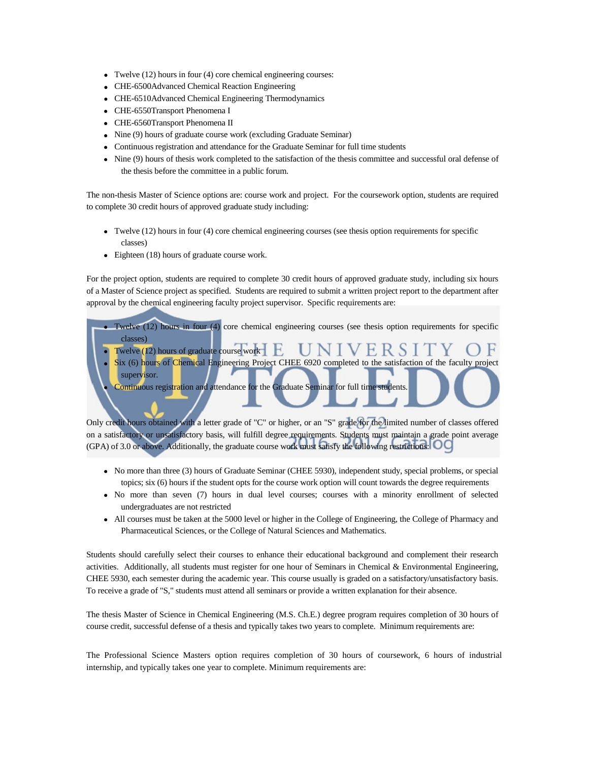- Twelve (12) hours in four (4) core chemical engineering courses:
- CHE-6500Advanced Chemical Reaction Engineering
- CHE-6510Advanced Chemical Engineering Thermodynamics
- CHE-6550Transport Phenomena I
- CHE-6560Transport Phenomena II
- Nine (9) hours of graduate course work (excluding Graduate Seminar)
- Continuous registration and attendance for the Graduate Seminar for full time students
- Nine (9) hours of thesis work completed to the satisfaction of the thesis committee and successful oral defense of the thesis before the committee in a public forum.

The non-thesis Master of Science options are: course work and project. For the coursework option, students are required to complete 30 credit hours of approved graduate study including:

- Twelve (12) hours in four (4) core chemical engineering courses (see thesis option requirements for specific classes)
- Eighteen (18) hours of graduate course work.

For the project option, students are required to complete 30 credit hours of approved graduate study, including six hours of a Master of Science project as specified. Students are required to submit a written project report to the department after approval by the chemical engineering faculty project supervisor. Specific requirements are:

- Twelve (12) hours in four (4) core chemical engineering courses (see thesis option requirements for specific classes)
- Twelve (12) hours of graduate course work
- Six (6) hours of Chemical Engineering Project CHEE 6920 completed to the satisfaction of the faculty project supervisor.
- Continuous registration and attendance for the Graduate Seminar for full time students.

Only credit hours obtained with a letter grade of "C" or higher, or an "S" grade for the limited number of classes offered on a satisfactory or unsatisfactory basis, will fulfill degree requirements. Students must maintain a grade point average (GPA) of 3.0 or above. Additionally, the graduate course work must satisfy the following restrictions:

- No more than three (3) hours of Graduate Seminar (CHEE 5930), independent study, special problems, or special topics; six (6) hours if the student opts for the course work option will count towards the degree requirements
- No more than seven (7) hours in dual level courses; courses with a minority enrollment of selected undergraduates are not restricted
- All courses must be taken at the 5000 level or higher in the College of Engineering, the College of Pharmacy and Pharmaceutical Sciences, or the College of Natural Sciences and Mathematics.

Students should carefully select their courses to enhance their educational background and complement their research activities. Additionally, all students must register for one hour of Seminars in Chemical & Environmental Engineering, CHEE 5930, each semester during the academic year. This course usually is graded on a satisfactory/unsatisfactory basis. To receive a grade of "S," students must attend all seminars or provide a written explanation for their absence.

The thesis Master of Science in Chemical Engineering (M.S. Ch.E.) degree program requires completion of 30 hours of course credit, successful defense of a thesis and typically takes two years to complete. Minimum requirements are:

The Professional Science Masters option requires completion of 30 hours of coursework, 6 hours of industrial internship, and typically takes one year to complete. Minimum requirements are: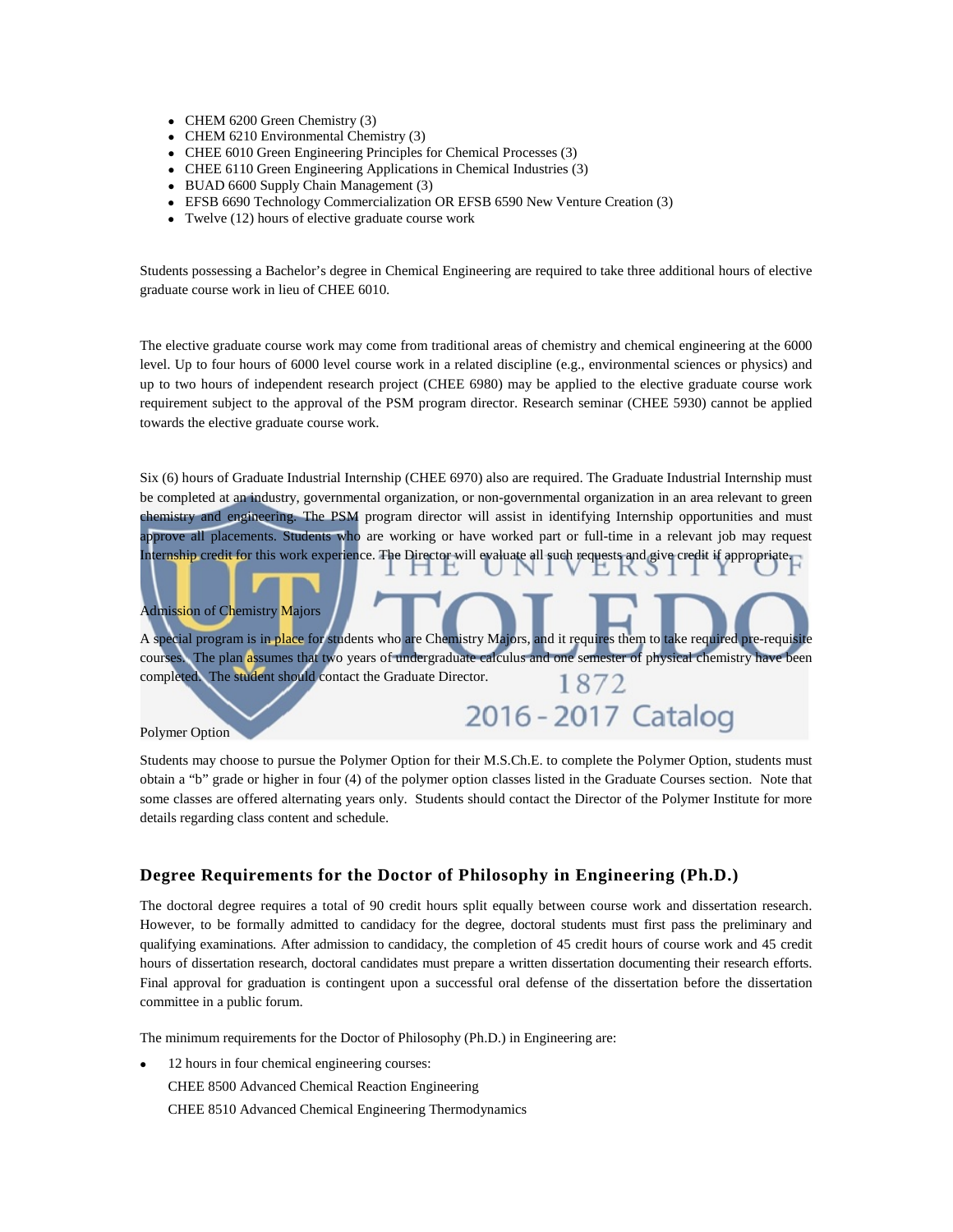- CHEM 6200 Green Chemistry (3)
- CHEM 6210 Environmental Chemistry (3)
- CHEE 6010 Green Engineering Principles for Chemical Processes (3)
- CHEE 6110 Green Engineering Applications in Chemical Industries (3)
- BUAD 6600 Supply Chain Management (3)
- EFSB 6690 Technology Commercialization OR EFSB 6590 New Venture Creation (3)
- Twelve (12) hours of elective graduate course work

Students possessing a Bachelor's degree in Chemical Engineering are required to take three additional hours of elective graduate course work in lieu of CHEE 6010.

The elective graduate course work may come from traditional areas of chemistry and chemical engineering at the 6000 level. Up to four hours of 6000 level course work in a related discipline (e.g., environmental sciences or physics) and up to two hours of independent research project (CHEE 6980) may be applied to the elective graduate course work requirement subject to the approval of the PSM program director. Research seminar (CHEE 5930) cannot be applied towards the elective graduate course work.

Six (6) hours of Graduate Industrial Internship (CHEE 6970) also are required. The Graduate Industrial Internship must be completed at an industry, governmental organization, or non-governmental organization in an area relevant to green chemistry and engineering. The PSM program director will assist in identifying Internship opportunities and must approve all placements. Students who are working or have worked part or full-time in a relevant job may request Internship credit for this work experience. The Director will evaluate all such requests and give credit if appropriate.

Admission of Chemistry Majors

A special program is in place for students who are Chemistry Majors, and it requires them to take required pre-requisite courses. The plan assumes that two years of undergraduate calculus and one semester of physical chemistry have been completed. The student should contact the Graduate Director.

Polymer Option

Students may choose to pursue the Polymer Option for their M.S.Ch.E. to complete the Polymer Option, students must obtain a "b" grade or higher in four (4) of the polymer option classes listed in the Graduate Courses section. Note that some classes are offered alternating years only. Students should contact the Director of the Polymer Institute for more details regarding class content and schedule.

## Degree Requirements for the Doctor of Philosophy in Engineering (Ph.D.)

The doctoral degree requires a total of 90 credit hours split equally between course work and dissertation research. However, to be formally admitted to candidacy for the degree, doctoral students must first pass the preliminary and qualifying examinations. After admission to candidacy, the completion of 45 credit hours of course work and 45 credit hours of dissertation research, doctoral candidates must prepare a written dissertation documenting their research efforts. Final approval for graduation is contingent upon a successful oral defense of the dissertation before the dissertation committee in a public forum.

The minimum requirements for the Doctor of Philosophy (Ph.D.) in Engineering are:

- 12 hours in four chemical engineering courses:
  CHEE 8500 Advanced Chemical Reaction Engineering
  CHEE 8510 Advanced Chemical Engineering Thermodynamics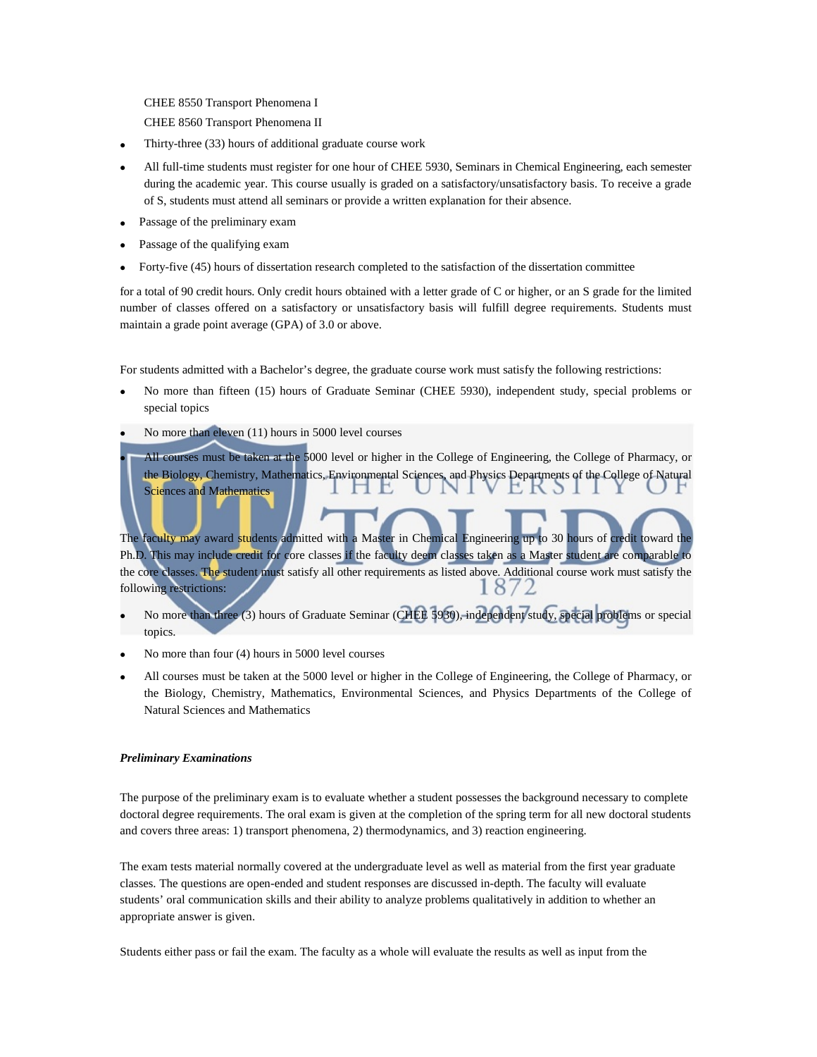CHEE 8550 Transport Phenomena I

CHEE 8560 Transport Phenomena II

- Thirty-three (33) hours of additional graduate course work
- All full-time students must register for one hour of CHEE 5930, Seminars in Chemical Engineering, each semester during the academic year. This course usually is graded on a satisfactory/unsatisfactory basis. To receive a grade of S, students must attend all seminars or provide a written explanation for their absence.
- Passage of the preliminary exam
- Passage of the qualifying exam
- Forty-five (45) hours of dissertation research completed to the satisfaction of the dissertation committee

for a total of 90 credit hours. Only credit hours obtained with a letter grade of C or higher, or an S grade for the limited number of classes offered on a satisfactory or unsatisfactory basis will fulfill degree requirements. Students must maintain a grade point average (GPA) of 3.0 or above.

For students admitted with a Bachelor's degree, the graduate course work must satisfy the following restrictions:

- No more than fifteen (15) hours of Graduate Seminar (CHEE 5930), independent study, special problems or special topics
- No more than eleven (11) hours in 5000 level courses
- All courses must be taken at the 5000 level or higher in the College of Engineering, the College of Pharmacy, or the Biology, Chemistry, Mathematics, Environmental Sciences, and Physics Departments of the College of Natural Sciences and Mathematics

The faculty may award students admitted with a Master in Chemical Engineering up to 30 hours of credit toward the Ph.D. This may include credit for core classes if the faculty deem classes taken as a Master student are comparable to the core classes. The student must satisfy all other requirements as listed above. Additional course work must satisfy the following restrictions:

- No more than three (3) hours of Graduate Seminar (CHEE 5930), independent study, special problems or special topics.
- No more than four (4) hours in 5000 level courses
- All courses must be taken at the 5000 level or higher in the College of Engineering, the College of Pharmacy, or the Biology, Chemistry, Mathematics, Environmental Sciences, and Physics Departments of the College of Natural Sciences and Mathematics

***Preliminary Examinations***

The purpose of the preliminary exam is to evaluate whether a student possesses the background necessary to complete doctoral degree requirements. The oral exam is given at the completion of the spring term for all new doctoral students and covers three areas: 1) transport phenomena, 2) thermodynamics, and 3) reaction engineering.

The exam tests material normally covered at the undergraduate level as well as material from the first year graduate classes. The questions are open-ended and student responses are discussed in-depth. The faculty will evaluate students' oral communication skills and their ability to analyze problems qualitatively in addition to whether an appropriate answer is given.

Students either pass or fail the exam. The faculty as a whole will evaluate the results as well as input from the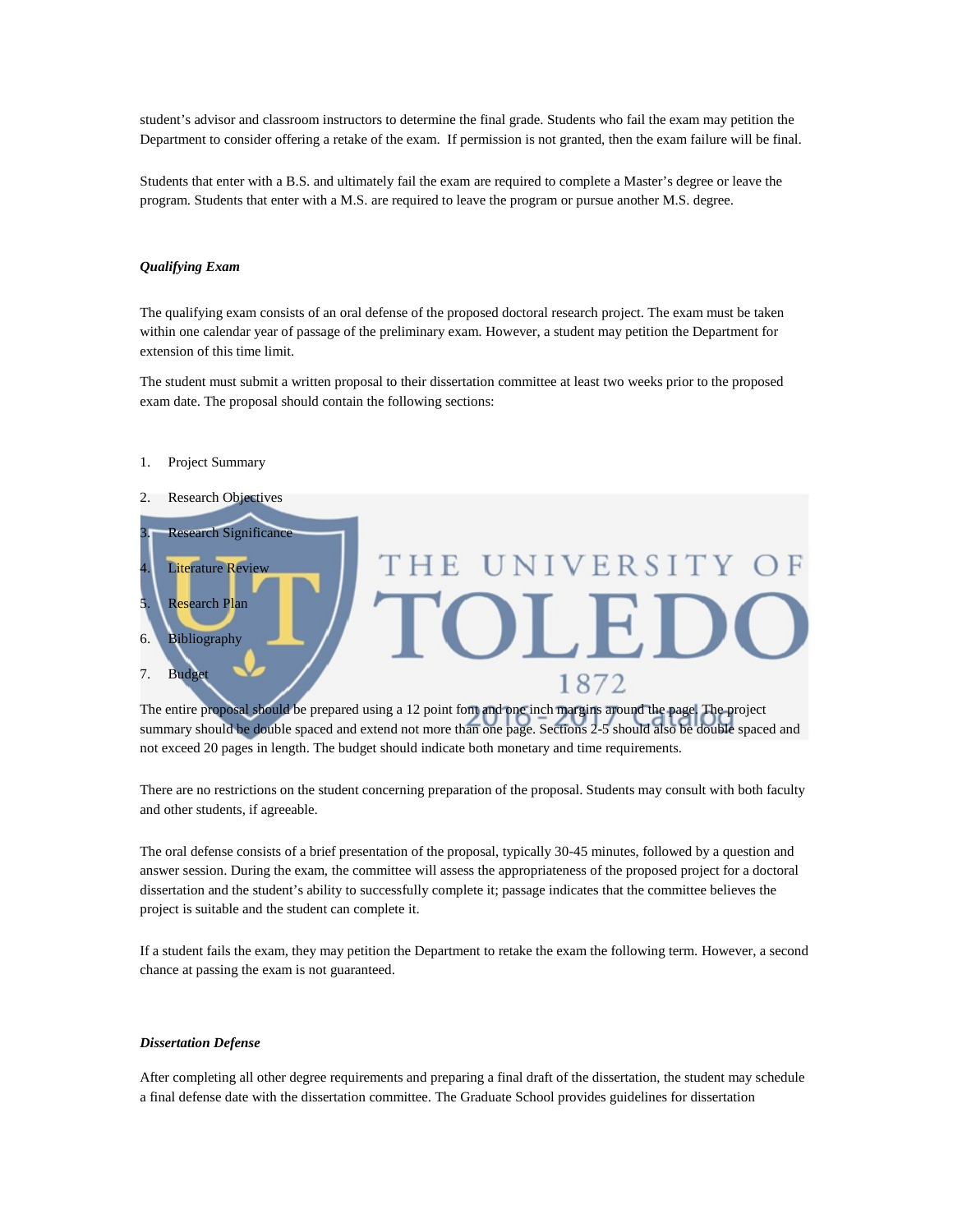student's advisor and classroom instructors to determine the final grade. Students who fail the exam may petition the Department to consider offering a retake of the exam. If permission is not granted, then the exam failure will be final.

Students that enter with a B.S. and ultimately fail the exam are required to complete a Master's degree or leave the program. Students that enter with a M.S. are required to leave the program or pursue another M.S. degree.

***Qualifying Exam***

The qualifying exam consists of an oral defense of the proposed doctoral research project. The exam must be taken within one calendar year of passage of the preliminary exam. However, a student may petition the Department for extension of this time limit.

The student must submit a written proposal to their dissertation committee at least two weeks prior to the proposed exam date. The proposal should contain the following sections:

1. Project Summary
2. Research Objectives
3. Research Significance
4. Literature Review
5. Research Plan
6. Bibliography
7. Budget

The entire proposal should be prepared using a 12 point font and one inch margins around the page. The project summary should be double spaced and extend not more than one page. Sections 2-5 should also be double spaced and not exceed 20 pages in length. The budget should indicate both monetary and time requirements.

There are no restrictions on the student concerning preparation of the proposal. Students may consult with both faculty and other students, if agreeable.

The oral defense consists of a brief presentation of the proposal, typically 30-45 minutes, followed by a question and answer session. During the exam, the committee will assess the appropriateness of the proposed project for a doctoral dissertation and the student's ability to successfully complete it; passage indicates that the committee believes the project is suitable and the student can complete it.

If a student fails the exam, they may petition the Department to retake the exam the following term. However, a second chance at passing the exam is not guaranteed.

***Dissertation Defense***

After completing all other degree requirements and preparing a final draft of the dissertation, the student may schedule a final defense date with the dissertation committee. The Graduate School provides guidelines for dissertation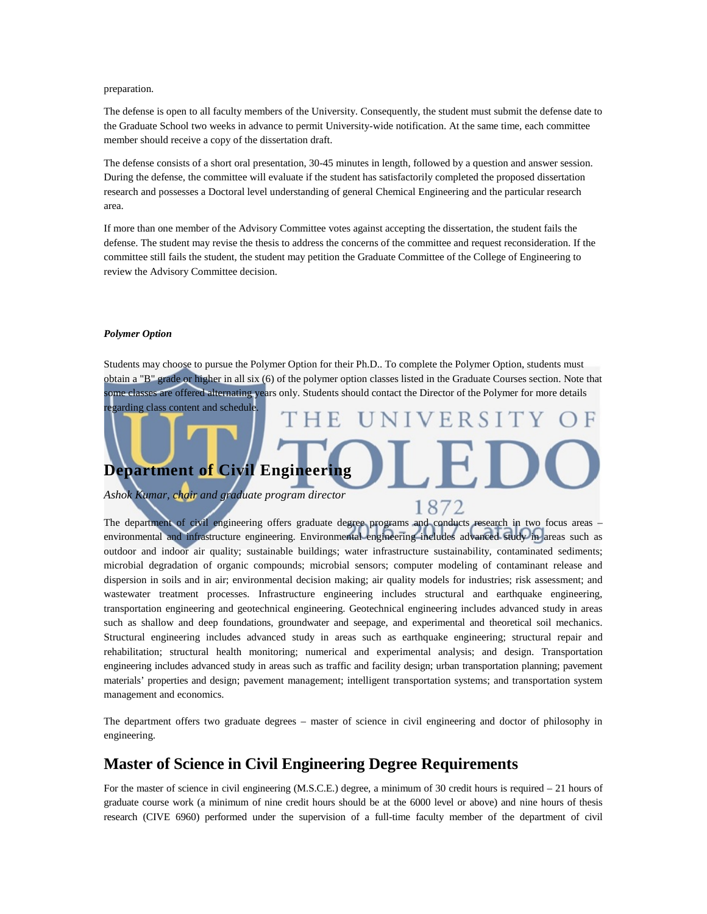preparation.

The defense is open to all faculty members of the University. Consequently, the student must submit the defense date to the Graduate School two weeks in advance to permit University-wide notification. At the same time, each committee member should receive a copy of the dissertation draft.

The defense consists of a short oral presentation, 30-45 minutes in length, followed by a question and answer session. During the defense, the committee will evaluate if the student has satisfactorily completed the proposed dissertation research and possesses a Doctoral level understanding of general Chemical Engineering and the particular research area.

If more than one member of the Advisory Committee votes against accepting the dissertation, the student fails the defense. The student may revise the thesis to address the concerns of the committee and request reconsideration. If the committee still fails the student, the student may petition the Graduate Committee of the College of Engineering to review the Advisory Committee decision.

***Polymer Option***

Students may choose to pursue the Polymer Option for their Ph.D.. To complete the Polymer Option, students must obtain a "B" grade or higher in all six (6) of the polymer option classes listed in the Graduate Courses section. Note that some classes are offered alternating years only. Students should contact the Director of the Polymer for more details regarding class content and schedule.

## Department of Civil Engineering

*Ashok Kumar, chair and graduate program director*

The department of civil engineering offers graduate degree programs and conducts research in two focus areas – environmental and infrastructure engineering. Environmental engineering includes advanced study in areas such as outdoor and indoor air quality; sustainable buildings; water infrastructure sustainability, contaminated sediments; microbial degradation of organic compounds; microbial sensors; computer modeling of contaminant release and dispersion in soils and in air; environmental decision making; air quality models for industries; risk assessment; and wastewater treatment processes. Infrastructure engineering includes structural and earthquake engineering, transportation engineering and geotechnical engineering. Geotechnical engineering includes advanced study in areas such as shallow and deep foundations, groundwater and seepage, and experimental and theoretical soil mechanics. Structural engineering includes advanced study in areas such as earthquake engineering; structural repair and rehabilitation; structural health monitoring; numerical and experimental analysis; and design. Transportation engineering includes advanced study in areas such as traffic and facility design; urban transportation planning; pavement materials' properties and design; pavement management; intelligent transportation systems; and transportation system management and economics.

The department offers two graduate degrees – master of science in civil engineering and doctor of philosophy in engineering.

## Master of Science in Civil Engineering Degree Requirements

For the master of science in civil engineering (M.S.C.E.) degree, a minimum of 30 credit hours is required – 21 hours of graduate course work (a minimum of nine credit hours should be at the 6000 level or above) and nine hours of thesis research (CIVE 6960) performed under the supervision of a full-time faculty member of the department of civil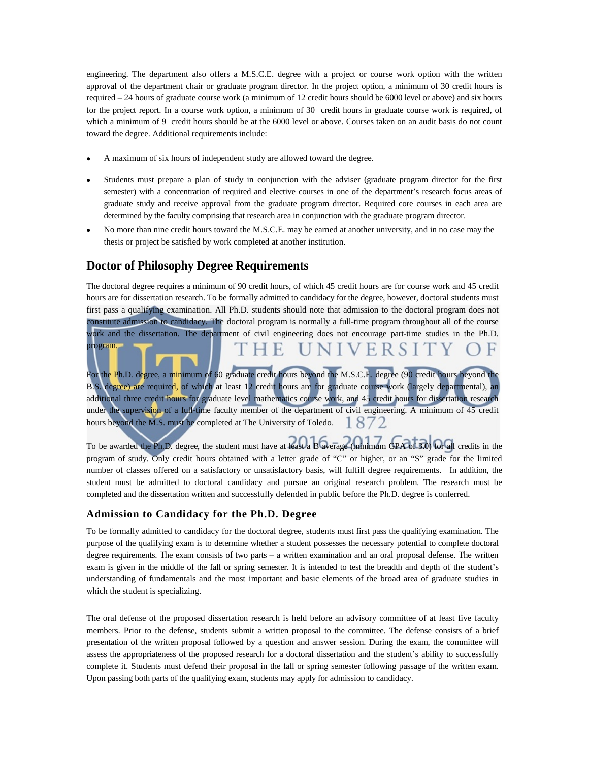engineering. The department also offers a M.S.C.E. degree with a project or course work option with the written approval of the department chair or graduate program director. In the project option, a minimum of 30 credit hours is required – 24 hours of graduate course work (a minimum of 12 credit hours should be 6000 level or above) and six hours for the project report. In a course work option, a minimum of 30 credit hours in graduate course work is required, of which a minimum of 9 credit hours should be at the 6000 level or above. Courses taken on an audit basis do not count toward the degree. Additional requirements include:

- A maximum of six hours of independent study are allowed toward the degree.
- Students must prepare a plan of study in conjunction with the adviser (graduate program director for the first semester) with a concentration of required and elective courses in one of the department's research focus areas of graduate study and receive approval from the graduate program director. Required core courses in each area are determined by the faculty comprising that research area in conjunction with the graduate program director.
- No more than nine credit hours toward the M.S.C.E. may be earned at another university, and in no case may the thesis or project be satisfied by work completed at another institution.

## Doctor of Philosophy Degree Requirements

The doctoral degree requires a minimum of 90 credit hours, of which 45 credit hours are for course work and 45 credit hours are for dissertation research. To be formally admitted to candidacy for the degree, however, doctoral students must first pass a qualifying examination. All Ph.D. students should note that admission to the doctoral program does not constitute admission to candidacy. The doctoral program is normally a full-time program throughout all of the course work and the dissertation. The department of civil engineering does not encourage part-time studies in the Ph.D. program.

For the Ph.D. degree, a minimum of 60 graduate credit hours beyond the M.S.C.E. degree (90 credit hours beyond the B.S. degree) are required, of which at least 12 credit hours are for graduate course work (largely departmental), an additional three credit hours for graduate level mathematics course work, and 45 credit hours for dissertation research under the supervision of a full-time faculty member of the department of civil engineering. A minimum of 45 credit hours beyond the M.S. must be completed at The University of Toledo.

To be awarded the Ph.D. degree, the student must have at least a B average (minimum GPA of 3.0) for all credits in the program of study. Only credit hours obtained with a letter grade of "C" or higher, or an "S" grade for the limited number of classes offered on a satisfactory or unsatisfactory basis, will fulfill degree requirements. In addition, the student must be admitted to doctoral candidacy and pursue an original research problem. The research must be completed and the dissertation written and successfully defended in public before the Ph.D. degree is conferred.

### Admission to Candidacy for the Ph.D. Degree

To be formally admitted to candidacy for the doctoral degree, students must first pass the qualifying examination. The purpose of the qualifying exam is to determine whether a student possesses the necessary potential to complete doctoral degree requirements. The exam consists of two parts – a written examination and an oral proposal defense. The written exam is given in the middle of the fall or spring semester. It is intended to test the breadth and depth of the student's understanding of fundamentals and the most important and basic elements of the broad area of graduate studies in which the student is specializing.

The oral defense of the proposed dissertation research is held before an advisory committee of at least five faculty members. Prior to the defense, students submit a written proposal to the committee. The defense consists of a brief presentation of the written proposal followed by a question and answer session. During the exam, the committee will assess the appropriateness of the proposed research for a doctoral dissertation and the student's ability to successfully complete it. Students must defend their proposal in the fall or spring semester following passage of the written exam. Upon passing both parts of the qualifying exam, students may apply for admission to candidacy.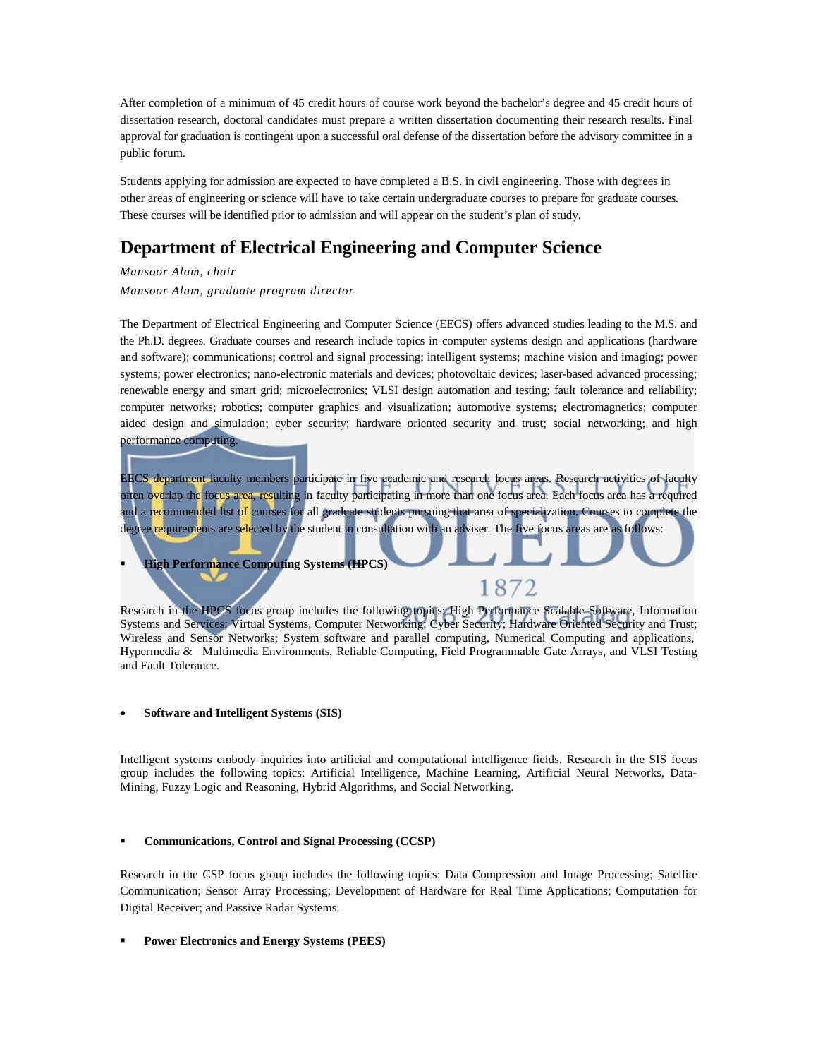After completion of a minimum of 45 credit hours of course work beyond the bachelor's degree and 45 credit hours of dissertation research, doctoral candidates must prepare a written dissertation documenting their research results. Final approval for graduation is contingent upon a successful oral defense of the dissertation before the advisory committee in a public forum.

Students applying for admission are expected to have completed a B.S. in civil engineering. Those with degrees in other areas of engineering or science will have to take certain undergraduate courses to prepare for graduate courses. These courses will be identified prior to admission and will appear on the student's plan of study.

## Department of Electrical Engineering and Computer Science

*Mansoor Alam, chair*

*Mansoor Alam, graduate program director*

The Department of Electrical Engineering and Computer Science (EECS) offers advanced studies leading to the M.S. and the Ph.D. degrees. Graduate courses and research include topics in computer systems design and applications (hardware and software); communications; control and signal processing; intelligent systems; machine vision and imaging; power systems; power electronics; nano-electronic materials and devices; photovoltaic devices; laser-based advanced processing; renewable energy and smart grid; microelectronics; VLSI design automation and testing; fault tolerance and reliability; computer networks; robotics; computer graphics and visualization; automotive systems; electromagnetics; computer aided design and simulation; cyber security; hardware oriented security and trust; social networking; and high performance computing.

EECS department faculty members participate in five academic and research focus areas. Research activities of faculty often overlap the focus area, resulting in faculty participating in more than one focus area. Each focus area has a required and a recommended list of courses for all graduate students pursuing that area of specialization. Courses to complete the degree requirements are selected by the student in consultation with an adviser. The five focus areas are as follows:

- **High Performance Computing Systems (HPCS)**

Research in the HPCS focus group includes the following topics: High Performance Scalable Software, Information Systems and Services; Virtual Systems, Computer Networking; Cyber Security; Hardware Oriented Security and Trust; Wireless and Sensor Networks; System software and parallel computing, Numerical Computing and applications, Hypermedia & Multimedia Environments, Reliable Computing, Field Programmable Gate Arrays, and VLSI Testing and Fault Tolerance.

- **Software and Intelligent Systems (SIS)**

Intelligent systems embody inquiries into artificial and computational intelligence fields. Research in the SIS focus group includes the following topics: Artificial Intelligence, Machine Learning, Artificial Neural Networks, Data-Mining, Fuzzy Logic and Reasoning, Hybrid Algorithms, and Social Networking.

- **Communications, Control and Signal Processing (CCSP)**

Research in the CSP focus group includes the following topics: Data Compression and Image Processing; Satellite Communication; Sensor Array Processing; Development of Hardware for Real Time Applications; Computation for Digital Receiver; and Passive Radar Systems.

- **Power Electronics and Energy Systems (PEES)**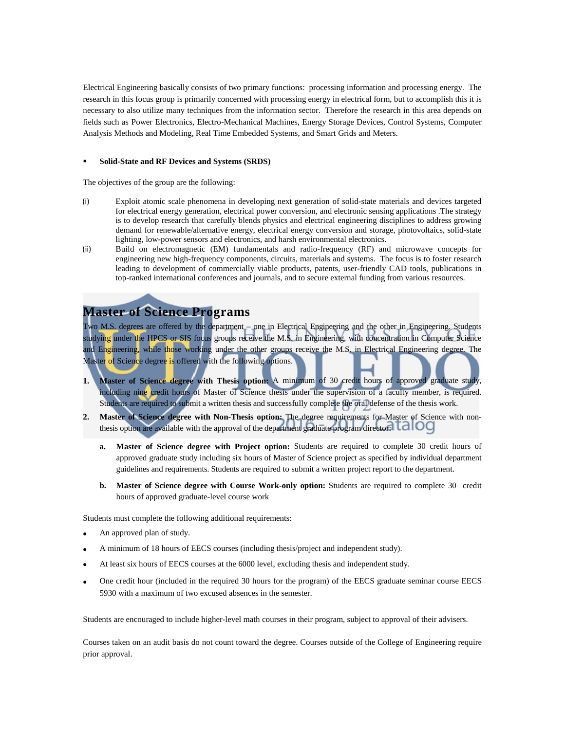Electrical Engineering basically consists of two primary functions: processing information and processing energy. The research in this focus group is primarily concerned with processing energy in electrical form, but to accomplish this it is necessary to also utilize many techniques from the information sector. Therefore the research in this area depends on fields such as Power Electronics, Electro-Mechanical Machines, Energy Storage Devices, Control Systems, Computer Analysis Methods and Modeling, Real Time Embedded Systems, and Smart Grids and Meters.

- **Solid-State and RF Devices and Systems (SRDS)**

The objectives of the group are the following:

(i) Exploit atomic scale phenomena in developing next generation of solid-state materials and devices targeted for electrical energy generation, electrical power conversion, and electronic sensing applications .The strategy is to develop research that carefully blends physics and electrical engineering disciplines to address growing demand for renewable/alternative energy, electrical energy conversion and storage, photovoltaics, solid-state lighting, low-power sensors and electronics, and harsh environmental electronics.

(ii) Build on electromagnetic (EM) fundamentals and radio-frequency (RF) and microwave concepts for engineering new high-frequency components, circuits, materials and systems. The focus is to foster research leading to development of commercially viable products, patents, user-friendly CAD tools, publications in top-ranked international conferences and journals, and to secure external funding from various resources.

## Master of Science Programs

Two M.S. degrees are offered by the department – one in Electrical Engineering and the other in Engineering. Students studying under the HPCS or SIS focus groups receive the M.S. in Engineering, with concentration in Computer Science and Engineering, while those working under the other groups receive the M.S. in Electrical Engineering degree. The Master of Science degree is offered with the following options.

1. **Master of Science degree with Thesis option:** A minimum of 30 credit hours of approved graduate study, including nine credit hours of Master of Science thesis under the supervision of a faculty member, is required. Students are required to submit a written thesis and successfully complete the oral defense of the thesis work.
2. **Master of Science degree with Non-Thesis option:** The degree requirements for Master of Science with non-thesis option are available with the approval of the department graduate program director.
   a. **Master of Science degree with Project option:** Students are required to complete 30 credit hours of approved graduate study including six hours of Master of Science project as specified by individual department guidelines and requirements. Students are required to submit a written project report to the department.
   b. **Master of Science degree with Course Work-only option:** Students are required to complete 30 credit hours of approved graduate-level course work

Students must complete the following additional requirements:

- An approved plan of study.
- A minimum of 18 hours of EECS courses (including thesis/project and independent study).
- At least six hours of EECS courses at the 6000 level, excluding thesis and independent study.
- One credit hour (included in the required 30 hours for the program) of the EECS graduate seminar course EECS 5930 with a maximum of two excused absences in the semester.

Students are encouraged to include higher-level math courses in their program, subject to approval of their advisers.

Courses taken on an audit basis do not count toward the degree. Courses outside of the College of Engineering require prior approval.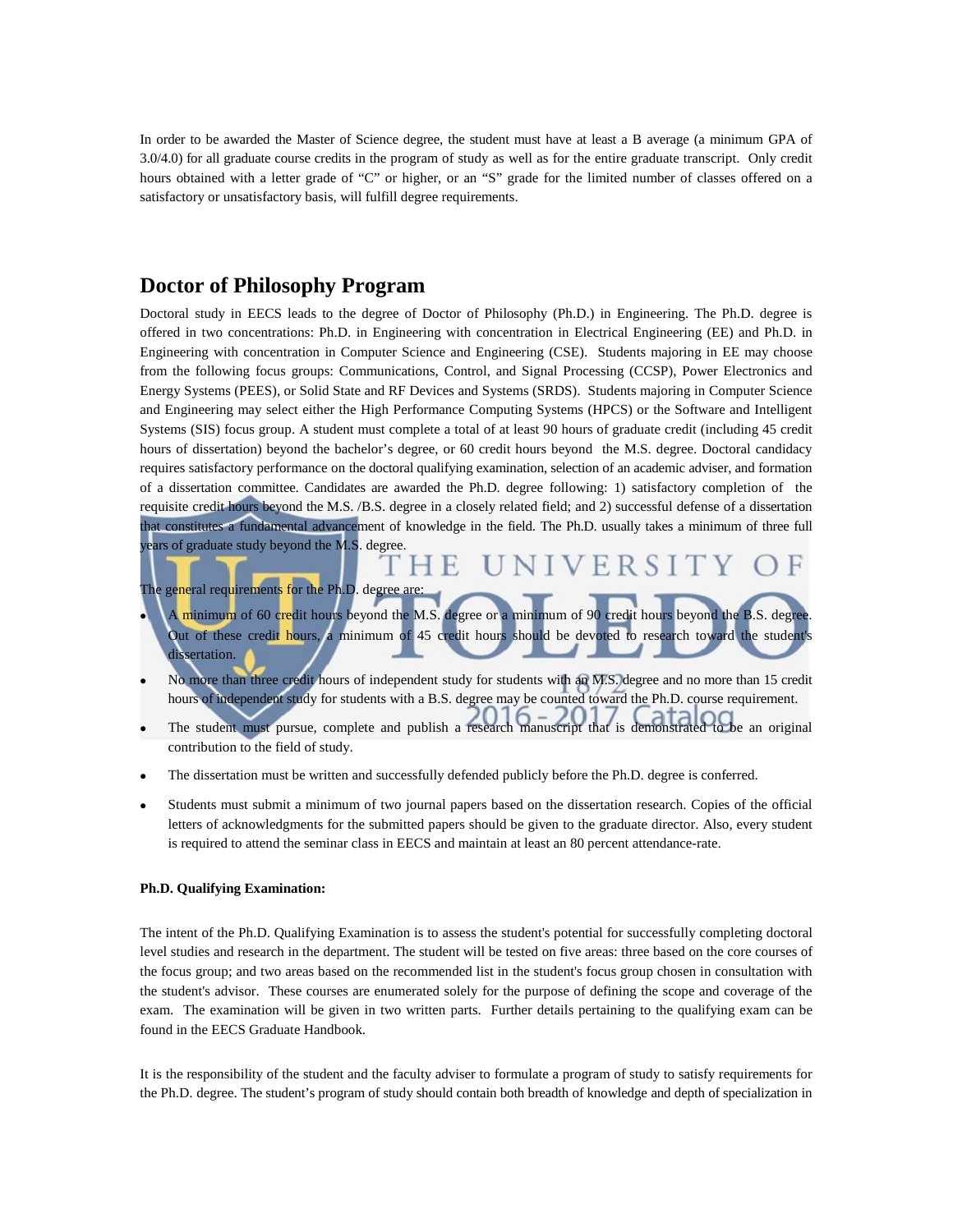In order to be awarded the Master of Science degree, the student must have at least a B average (a minimum GPA of 3.0/4.0) for all graduate course credits in the program of study as well as for the entire graduate transcript. Only credit hours obtained with a letter grade of "C" or higher, or an "S" grade for the limited number of classes offered on a satisfactory or unsatisfactory basis, will fulfill degree requirements.

## Doctor of Philosophy Program

Doctoral study in EECS leads to the degree of Doctor of Philosophy (Ph.D.) in Engineering. The Ph.D. degree is offered in two concentrations: Ph.D. in Engineering with concentration in Electrical Engineering (EE) and Ph.D. in Engineering with concentration in Computer Science and Engineering (CSE). Students majoring in EE may choose from the following focus groups: Communications, Control, and Signal Processing (CCSP), Power Electronics and Energy Systems (PEES), or Solid State and RF Devices and Systems (SRDS). Students majoring in Computer Science and Engineering may select either the High Performance Computing Systems (HPCS) or the Software and Intelligent Systems (SIS) focus group. A student must complete a total of at least 90 hours of graduate credit (including 45 credit hours of dissertation) beyond the bachelor's degree, or 60 credit hours beyond the M.S. degree. Doctoral candidacy requires satisfactory performance on the doctoral qualifying examination, selection of an academic adviser, and formation of a dissertation committee. Candidates are awarded the Ph.D. degree following: 1) satisfactory completion of the requisite credit hours beyond the M.S. /B.S. degree in a closely related field; and 2) successful defense of a dissertation that constitutes a fundamental advancement of knowledge in the field. The Ph.D. usually takes a minimum of three full years of graduate study beyond the M.S. degree.

The general requirements for the Ph.D. degree are:

- A minimum of 60 credit hours beyond the M.S. degree or a minimum of 90 credit hours beyond the B.S. degree. Out of these credit hours, a minimum of 45 credit hours should be devoted to research toward the student's dissertation.
- No more than three credit hours of independent study for students with an M.S. degree and no more than 15 credit hours of independent study for students with a B.S. degree may be counted toward the Ph.D. course requirement.
- The student must pursue, complete and publish a research manuscript that is demonstrated to be an original contribution to the field of study.
- The dissertation must be written and successfully defended publicly before the Ph.D. degree is conferred.
- Students must submit a minimum of two journal papers based on the dissertation research. Copies of the official letters of acknowledgments for the submitted papers should be given to the graduate director. Also, every student is required to attend the seminar class in EECS and maintain at least an 80 percent attendance-rate.

**Ph.D. Qualifying Examination:**

The intent of the Ph.D. Qualifying Examination is to assess the student's potential for successfully completing doctoral level studies and research in the department. The student will be tested on five areas: three based on the core courses of the focus group; and two areas based on the recommended list in the student's focus group chosen in consultation with the student's advisor. These courses are enumerated solely for the purpose of defining the scope and coverage of the exam. The examination will be given in two written parts. Further details pertaining to the qualifying exam can be found in the EECS Graduate Handbook.

It is the responsibility of the student and the faculty adviser to formulate a program of study to satisfy requirements for the Ph.D. degree. The student's program of study should contain both breadth of knowledge and depth of specialization in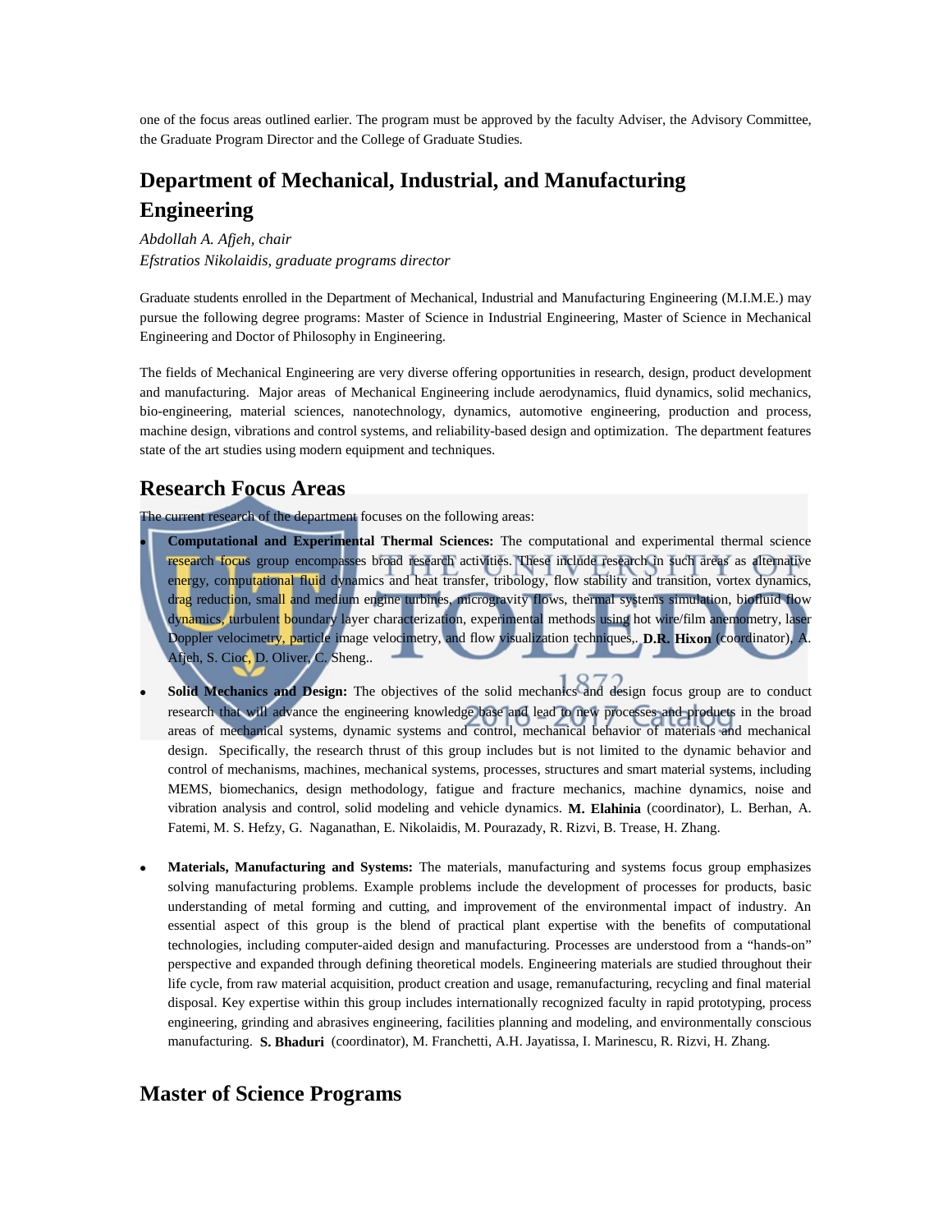one of the focus areas outlined earlier. The program must be approved by the faculty Adviser, the Advisory Committee, the Graduate Program Director and the College of Graduate Studies.

## Department of Mechanical, Industrial, and Manufacturing Engineering

*Abdollah A. Afjeh, chair*
*Efstratios Nikolaidis, graduate programs director*

Graduate students enrolled in the Department of Mechanical, Industrial and Manufacturing Engineering (M.I.M.E.) may pursue the following degree programs: Master of Science in Industrial Engineering, Master of Science in Mechanical Engineering and Doctor of Philosophy in Engineering.

The fields of Mechanical Engineering are very diverse offering opportunities in research, design, product development and manufacturing. Major areas of Mechanical Engineering include aerodynamics, fluid dynamics, solid mechanics, bio-engineering, material sciences, nanotechnology, dynamics, automotive engineering, production and process, machine design, vibrations and control systems, and reliability-based design and optimization. The department features state of the art studies using modern equipment and techniques.

### Research Focus Areas

The current research of the department focuses on the following areas:

- **Computational and Experimental Thermal Sciences:** The computational and experimental thermal science research focus group encompasses broad research activities. These include research in such areas as alternative energy, computational fluid dynamics and heat transfer, tribology, flow stability and transition, vortex dynamics, drag reduction, small and medium engine turbines, microgravity flows, thermal systems simulation, biofluid flow dynamics, turbulent boundary layer characterization, experimental methods using hot wire/film anemometry, laser Doppler velocimetry, particle image velocimetry, and flow visualization techniques,. **D.R. Hixon** (coordinator), A. Afjeh, S. Cioc, D. Oliver, C. Sheng..

- **Solid Mechanics and Design:** The objectives of the solid mechanics and design focus group are to conduct research that will advance the engineering knowledge base and lead to new processes and products in the broad areas of mechanical systems, dynamic systems and control, mechanical behavior of materials and mechanical design. Specifically, the research thrust of this group includes but is not limited to the dynamic behavior and control of mechanisms, machines, mechanical systems, processes, structures and smart material systems, including MEMS, biomechanics, design methodology, fatigue and fracture mechanics, machine dynamics, noise and vibration analysis and control, solid modeling and vehicle dynamics. **M. Elahinia** (coordinator), L. Berhan, A. Fatemi, M. S. Hefzy, G. Naganathan, E. Nikolaidis, M. Pourazady, R. Rizvi, B. Trease, H. Zhang.

- **Materials, Manufacturing and Systems:** The materials, manufacturing and systems focus group emphasizes solving manufacturing problems. Example problems include the development of processes for products, basic understanding of metal forming and cutting, and improvement of the environmental impact of industry. An essential aspect of this group is the blend of practical plant expertise with the benefits of computational technologies, including computer-aided design and manufacturing. Processes are understood from a "hands-on" perspective and expanded through defining theoretical models. Engineering materials are studied throughout their life cycle, from raw material acquisition, product creation and usage, remanufacturing, recycling and final material disposal. Key expertise within this group includes internationally recognized faculty in rapid prototyping, process engineering, grinding and abrasives engineering, facilities planning and modeling, and environmentally conscious manufacturing. **S. Bhaduri** (coordinator), M. Franchetti, A.H. Jayatissa, I. Marinescu, R. Rizvi, H. Zhang.

### Master of Science Programs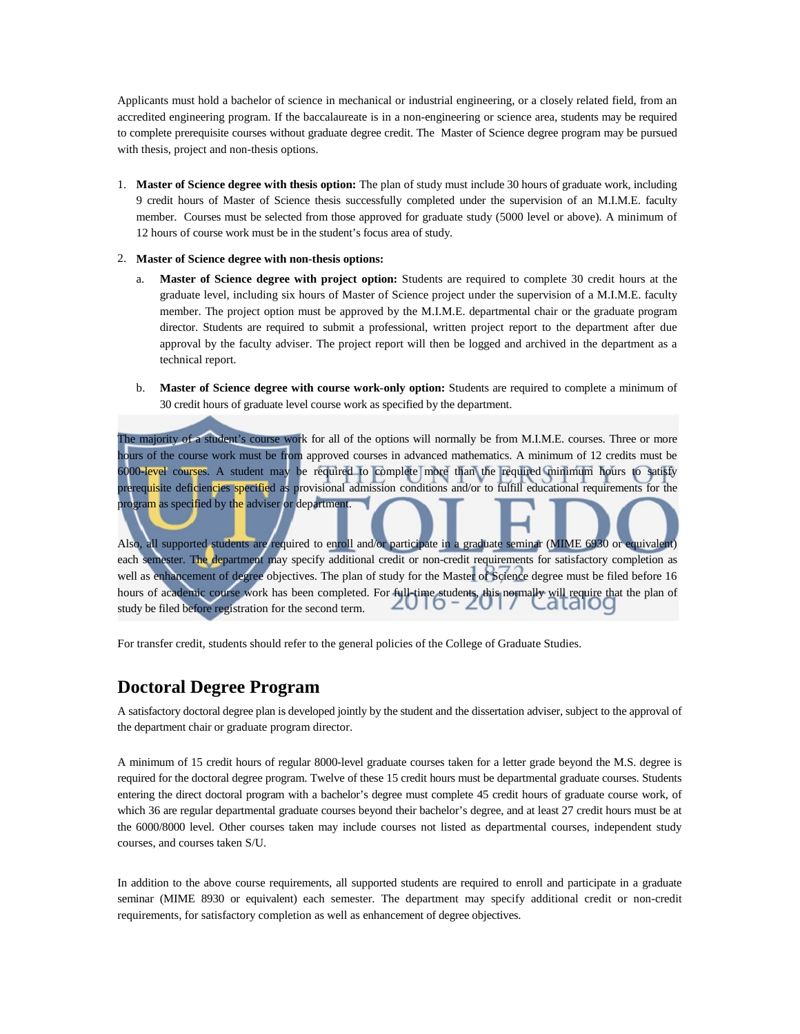Applicants must hold a bachelor of science in mechanical or industrial engineering, or a closely related field, from an accredited engineering program. If the baccalaureate is in a non-engineering or science area, students may be required to complete prerequisite courses without graduate degree credit. The Master of Science degree program may be pursued with thesis, project and non-thesis options.

1. **Master of Science degree with thesis option:** The plan of study must include 30 hours of graduate work, including 9 credit hours of Master of Science thesis successfully completed under the supervision of an M.I.M.E. faculty member. Courses must be selected from those approved for graduate study (5000 level or above). A minimum of 12 hours of course work must be in the student's focus area of study.

2. **Master of Science degree with non-thesis options:**

    a. **Master of Science degree with project option:** Students are required to complete 30 credit hours at the graduate level, including six hours of Master of Science project under the supervision of a M.I.M.E. faculty member. The project option must be approved by the M.I.M.E. departmental chair or the graduate program director. Students are required to submit a professional, written project report to the department after due approval by the faculty adviser. The project report will then be logged and archived in the department as a technical report.

    b. **Master of Science degree with course work-only option:** Students are required to complete a minimum of 30 credit hours of graduate level course work as specified by the department.

The majority of a student's course work for all of the options will normally be from M.I.M.E. courses. Three or more hours of the course work must be from approved courses in advanced mathematics. A minimum of 12 credits must be 6000-level courses. A student may be required to complete more than the required minimum hours to satisfy prerequisite deficiencies specified as provisional admission conditions and/or to fulfill educational requirements for the program as specified by the adviser or department.

Also, all supported students are required to enroll and/or participate in a graduate seminar (MIME 6930 or equivalent) each semester. The department may specify additional credit or non-credit requirements for satisfactory completion as well as enhancement of degree objectives. The plan of study for the Master of Science degree must be filed before 16 hours of academic course work has been completed. For full-time students, this normally will require that the plan of study be filed before registration for the second term.

For transfer credit, students should refer to the general policies of the College of Graduate Studies.

## Doctoral Degree Program

A satisfactory doctoral degree plan is developed jointly by the student and the dissertation adviser, subject to the approval of the department chair or graduate program director.

A minimum of 15 credit hours of regular 8000-level graduate courses taken for a letter grade beyond the M.S. degree is required for the doctoral degree program. Twelve of these 15 credit hours must be departmental graduate courses. Students entering the direct doctoral program with a bachelor's degree must complete 45 credit hours of graduate course work, of which 36 are regular departmental graduate courses beyond their bachelor's degree, and at least 27 credit hours must be at the 6000/8000 level. Other courses taken may include courses not listed as departmental courses, independent study courses, and courses taken S/U.

In addition to the above course requirements, all supported students are required to enroll and participate in a graduate seminar (MIME 8930 or equivalent) each semester. The department may specify additional credit or non-credit requirements, for satisfactory completion as well as enhancement of degree objectives.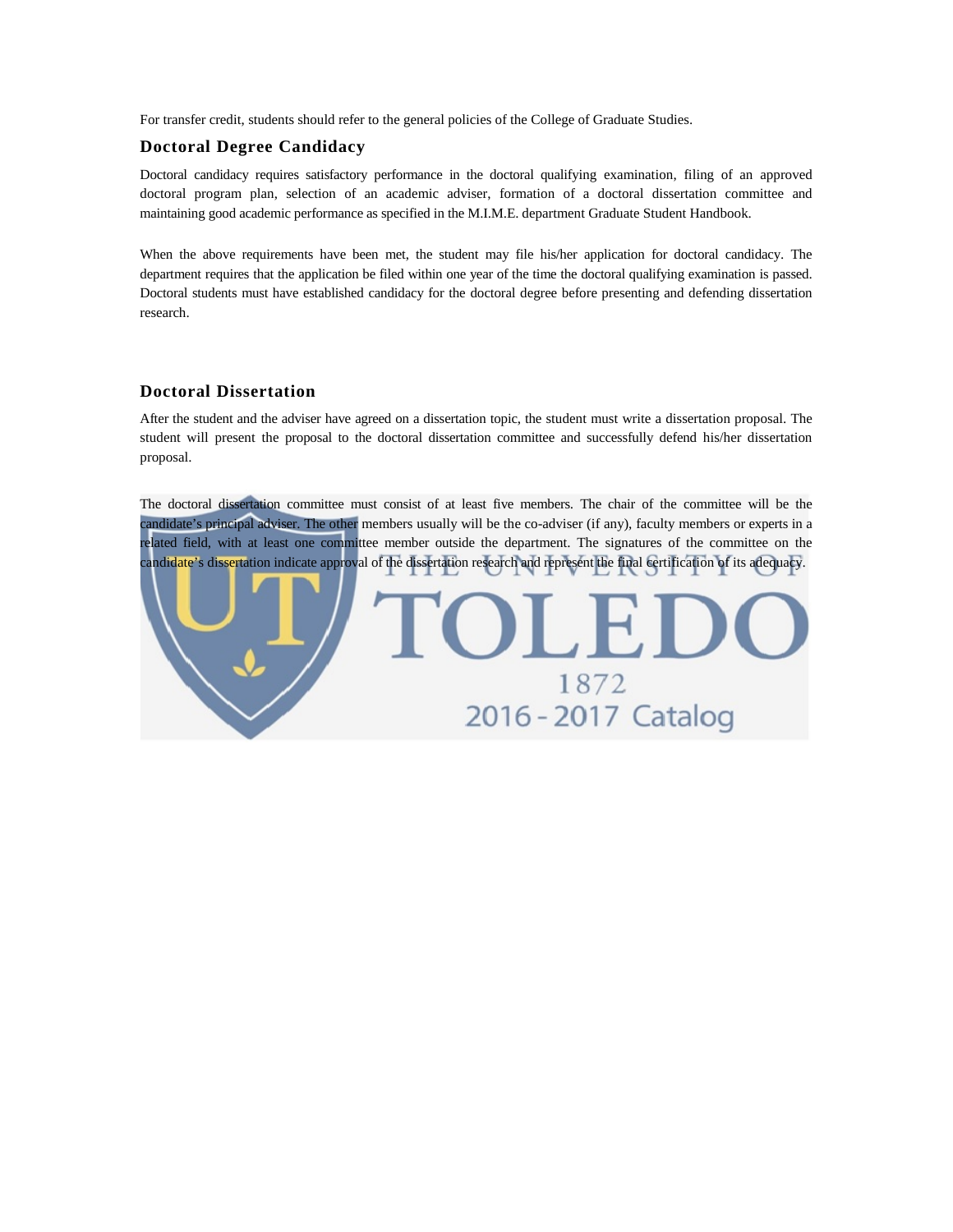For transfer credit, students should refer to the general policies of the College of Graduate Studies.

### Doctoral Degree Candidacy

Doctoral candidacy requires satisfactory performance in the doctoral qualifying examination, filing of an approved doctoral program plan, selection of an academic adviser, formation of a doctoral dissertation committee and maintaining good academic performance as specified in the M.I.M.E. department Graduate Student Handbook.

When the above requirements have been met, the student may file his/her application for doctoral candidacy. The department requires that the application be filed within one year of the time the doctoral qualifying examination is passed. Doctoral students must have established candidacy for the doctoral degree before presenting and defending dissertation research.

### Doctoral Dissertation

After the student and the adviser have agreed on a dissertation topic, the student must write a dissertation proposal. The student will present the proposal to the doctoral dissertation committee and successfully defend his/her dissertation proposal.

The doctoral dissertation committee must consist of at least five members. The chair of the committee will be the candidate's principal adviser. The other members usually will be the co-adviser (if any), faculty members or experts in a related field, with at least one committee member outside the department. The signatures of the committee on the candidate's dissertation indicate approval of the dissertation research and represent the final certification of its adequacy.